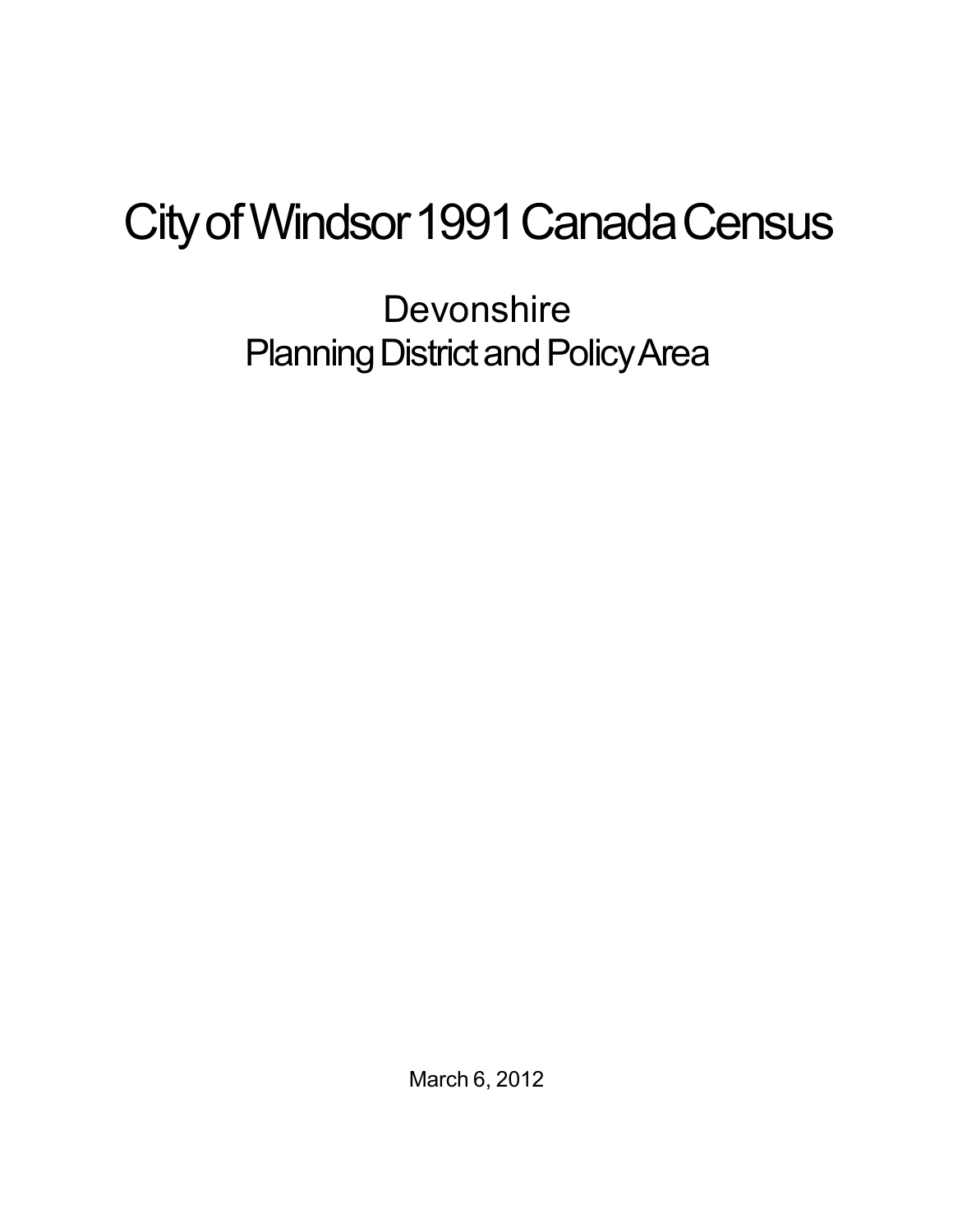# City of Windsor 1991 Canada Census

## Devonshire
## Planning District and Policy Area

March 6, 2012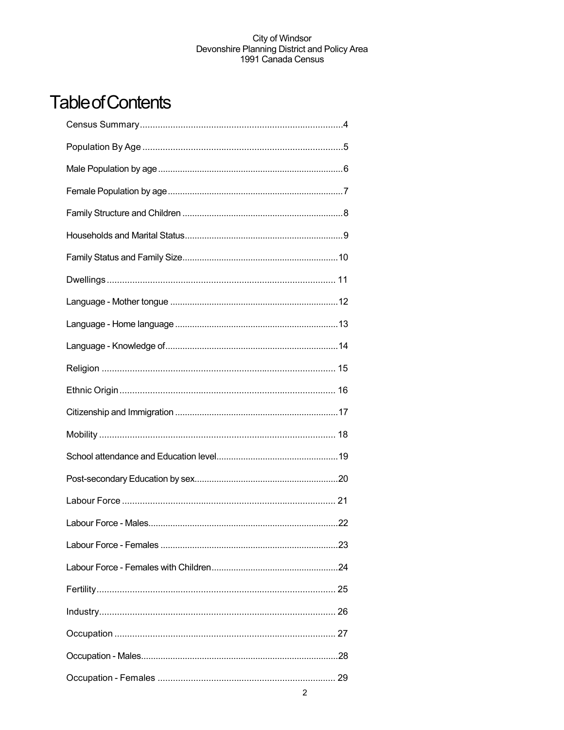# Table of Contents

Census Summary....................................................................................4

Population By Age ...............................................................................5

Male Population by age ........................................................................6

Female Population by age.....................................................................7

Family Structure and Children ...............................................................8

Households and Marital Status...............................................................9

Family Status and Family Size..............................................................10

Dwellings ............................................................................................. 11

Language - Mother tongue ...................................................................12

Language - Home language .................................................................13

Language - Knowledge of.....................................................................14

Religion ............................................................................................... 15

Ethnic Origin........................................................................................ 16

Citizenship and Immigration .................................................................17

Mobility ................................................................................................ 18

School attendance and Education level................................................19

Post-secondary Education by sex.........................................................20

Labour Force ....................................................................................... 21

Labour Force - Males...........................................................................22

Labour Force - Females .......................................................................23

Labour Force - Females with Children..................................................24

Fertility................................................................................................. 25

Industry................................................................................................ 26

Occupation .......................................................................................... 27

Occupation - Males..............................................................................28

Occupation - Females ......................................................................... 29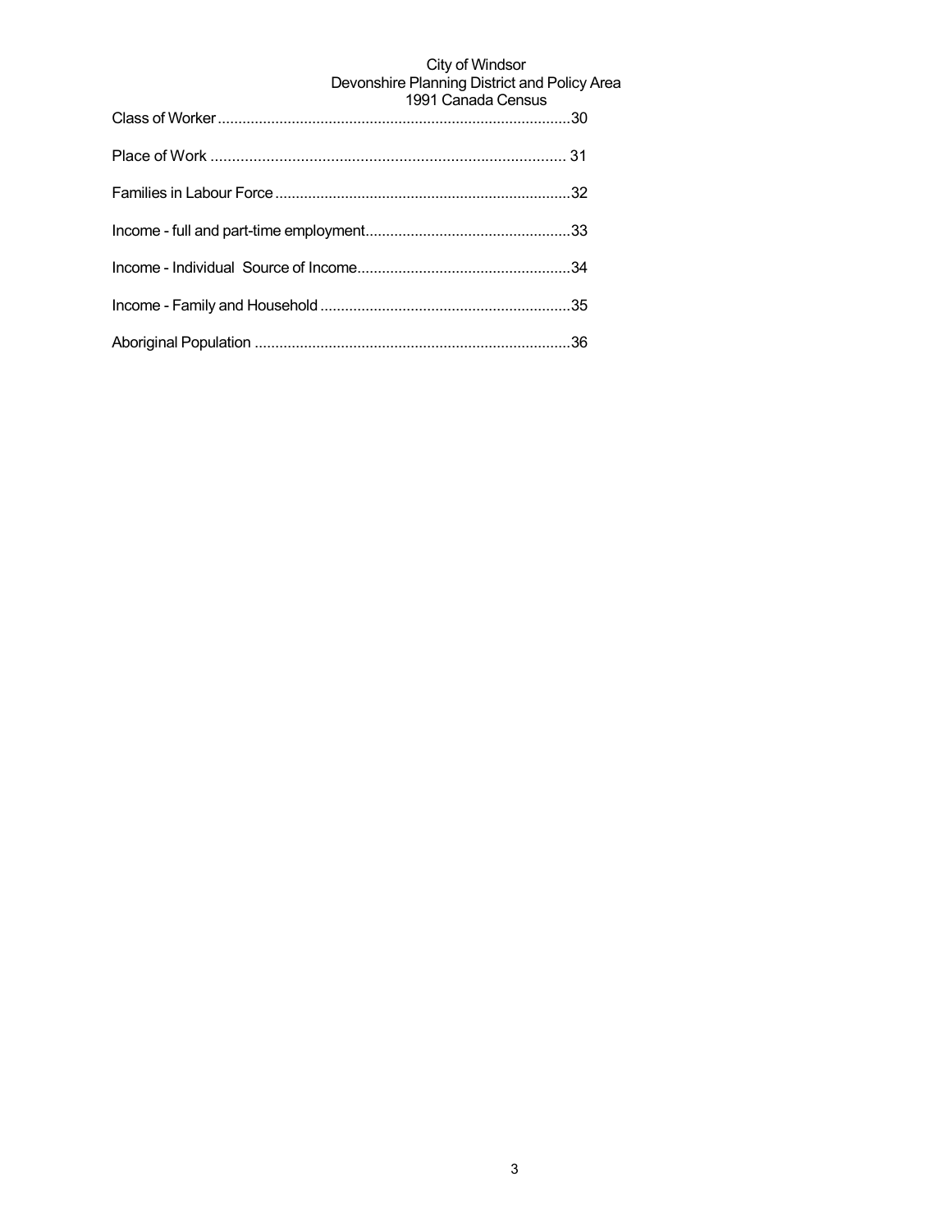Class of Worker....................................................................................30

Place of Work .................................................................................... 31

Families in Labour Force.......................................................................32

Income - full and part-time employment.................................................33

Income - Individual Source of Income....................................................34

Income - Family and Household ............................................................35

Aboriginal Population ............................................................................36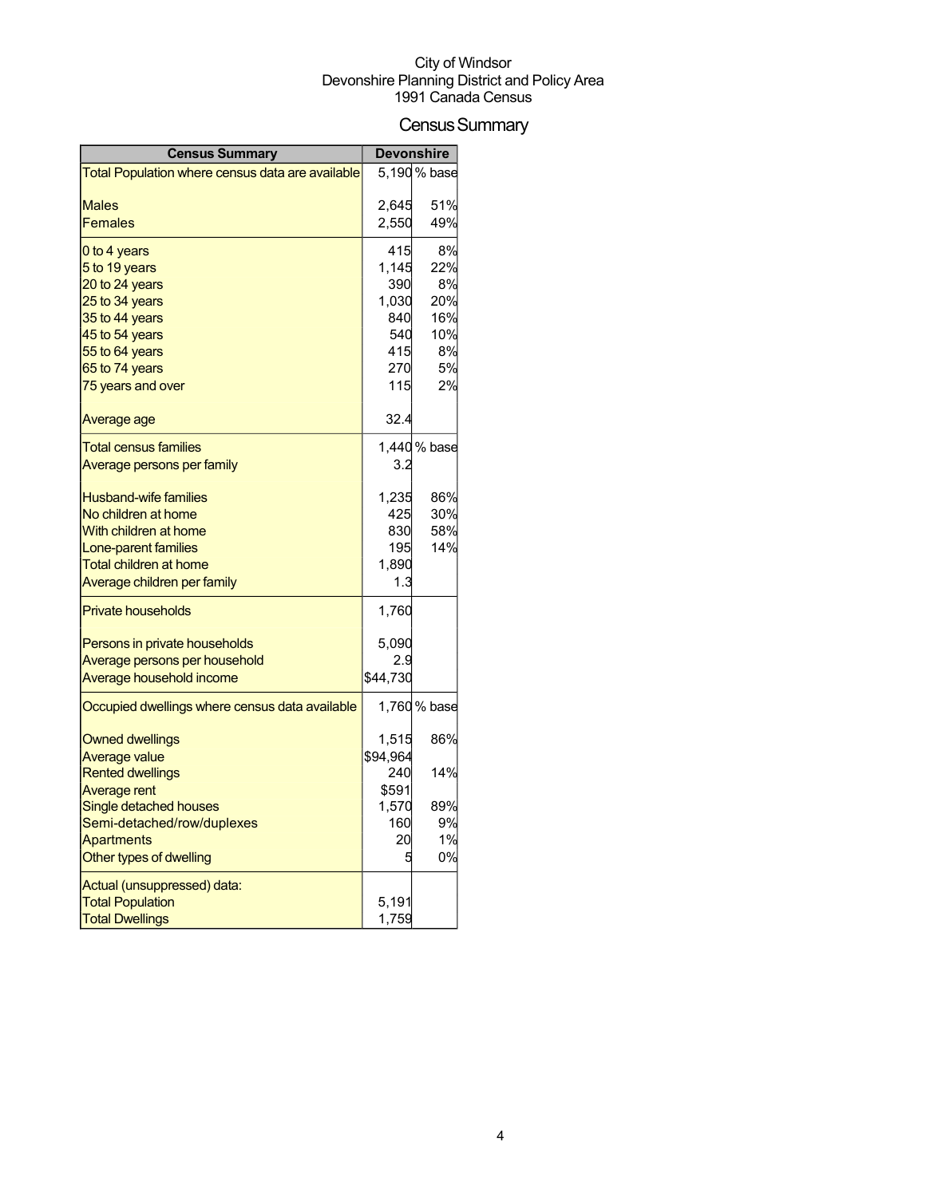City of Windsor
Devonshire Planning District and Policy Area
1991 Canada Census

# Census Summary

| Census Summary | Devonshire | |
|---|---|---|
| Total Population where census data are available | 5,190 | % base |
| Males | 2,645 | 51% |
| Females | 2,550 | 49% |
| 0 to 4 years | 415 | 8% |
| 5 to 19 years | 1,145 | 22% |
| 20 to 24 years | 390 | 8% |
| 25 to 34 years | 1,030 | 20% |
| 35 to 44 years | 840 | 16% |
| 45 to 54 years | 540 | 10% |
| 55 to 64 years | 415 | 8% |
| 65 to 74 years | 270 | 5% |
| 75 years and over | 115 | 2% |
| Average age | 32.4 | |
| Total census families | 1,440 | % base |
| Average persons per family | 3.2 | |
| Husband-wife families | 1,235 | 86% |
| No children at home | 425 | 30% |
| With children at home | 830 | 58% |
| Lone-parent families | 195 | 14% |
| Total children at home | 1,890 | |
| Average children per family | 1.3 | |
| Private households | 1,760 | |
| Persons in private households | 5,090 | |
| Average persons per household | 2.9 | |
| Average household income | $44,730 | |
| Occupied dwellings where census data available | 1,760 | % base |
| Owned dwellings | 1,515 | 86% |
| Average value | $94,964 | |
| Rented dwellings | 240 | 14% |
| Average rent | $591 | |
| Single detached houses | 1,570 | 89% |
| Semi-detached/row/duplexes | 160 | 9% |
| Apartments | 20 | 1% |
| Other types of dwelling | 5 | 0% |
| Actual (unsuppressed) data: | | |
| Total Population | 5,191 | |
| Total Dwellings | 1,759 | |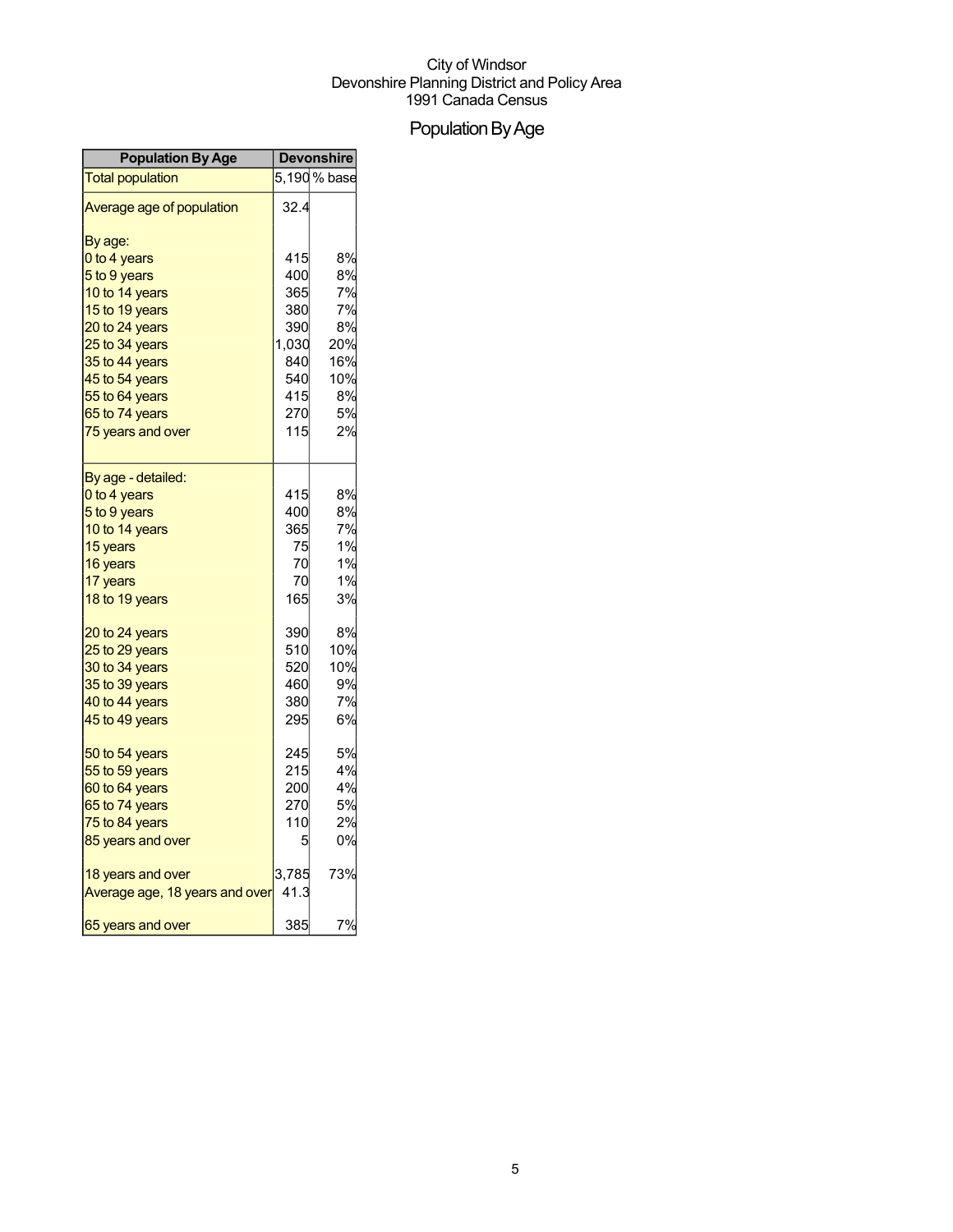City of Windsor
Devonshire Planning District and Policy Area
1991 Canada Census

# Population By Age

| Population By Age | Devonshire | |
|---|---|---|
| Total population | 5,190 | % base |
| Average age of population | 32.4 | |
| By age: | | |
| 0 to 4 years | 415 | 8% |
| 5 to 9 years | 400 | 8% |
| 10 to 14 years | 365 | 7% |
| 15 to 19 years | 380 | 7% |
| 20 to 24 years | 390 | 8% |
| 25 to 34 years | 1,030 | 20% |
| 35 to 44 years | 840 | 16% |
| 45 to 54 years | 540 | 10% |
| 55 to 64 years | 415 | 8% |
| 65 to 74 years | 270 | 5% |
| 75 years and over | 115 | 2% |
| By age - detailed: | | |
| 0 to 4 years | 415 | 8% |
| 5 to 9 years | 400 | 8% |
| 10 to 14 years | 365 | 7% |
| 15 years | 75 | 1% |
| 16 years | 70 | 1% |
| 17 years | 70 | 1% |
| 18 to 19 years | 165 | 3% |
| 20 to 24 years | 390 | 8% |
| 25 to 29 years | 510 | 10% |
| 30 to 34 years | 520 | 10% |
| 35 to 39 years | 460 | 9% |
| 40 to 44 years | 380 | 7% |
| 45 to 49 years | 295 | 6% |
| 50 to 54 years | 245 | 5% |
| 55 to 59 years | 215 | 4% |
| 60 to 64 years | 200 | 4% |
| 65 to 74 years | 270 | 5% |
| 75 to 84 years | 110 | 2% |
| 85 years and over | 5 | 0% |
| 18 years and over | 3,785 | 73% |
| Average age, 18 years and over | 41.3 | |
| 65 years and over | 385 | 7% |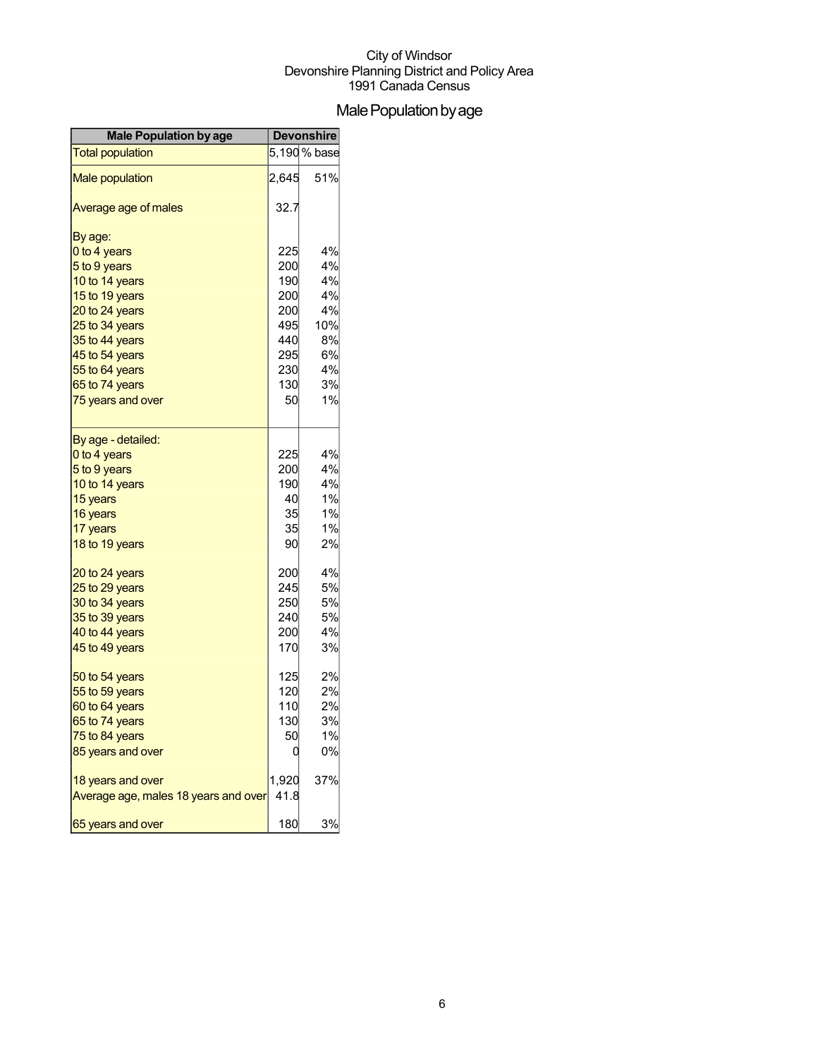City of Windsor
Devonshire Planning District and Policy Area
1991 Canada Census

# Male Population by age

| Male Population by age | Devonshire | |
|---|---|---|
| Total population | 5,190 | % base |
| Male population | 2,645 | 51% |
| Average age of males | 32.7 | |
| By age: | | |
| 0 to 4 years | 225 | 4% |
| 5 to 9 years | 200 | 4% |
| 10 to 14 years | 190 | 4% |
| 15 to 19 years | 200 | 4% |
| 20 to 24 years | 200 | 4% |
| 25 to 34 years | 495 | 10% |
| 35 to 44 years | 440 | 8% |
| 45 to 54 years | 295 | 6% |
| 55 to 64 years | 230 | 4% |
| 65 to 74 years | 130 | 3% |
| 75 years and over | 50 | 1% |
| By age - detailed: | | |
| 0 to 4 years | 225 | 4% |
| 5 to 9 years | 200 | 4% |
| 10 to 14 years | 190 | 4% |
| 15 years | 40 | 1% |
| 16 years | 35 | 1% |
| 17 years | 35 | 1% |
| 18 to 19 years | 90 | 2% |
| 20 to 24 years | 200 | 4% |
| 25 to 29 years | 245 | 5% |
| 30 to 34 years | 250 | 5% |
| 35 to 39 years | 240 | 5% |
| 40 to 44 years | 200 | 4% |
| 45 to 49 years | 170 | 3% |
| 50 to 54 years | 125 | 2% |
| 55 to 59 years | 120 | 2% |
| 60 to 64 years | 110 | 2% |
| 65 to 74 years | 130 | 3% |
| 75 to 84 years | 50 | 1% |
| 85 years and over | 0 | 0% |
| 18 years and over | 1,920 | 37% |
| Average age, males 18 years and over | 41.8 | |
| 65 years and over | 180 | 3% |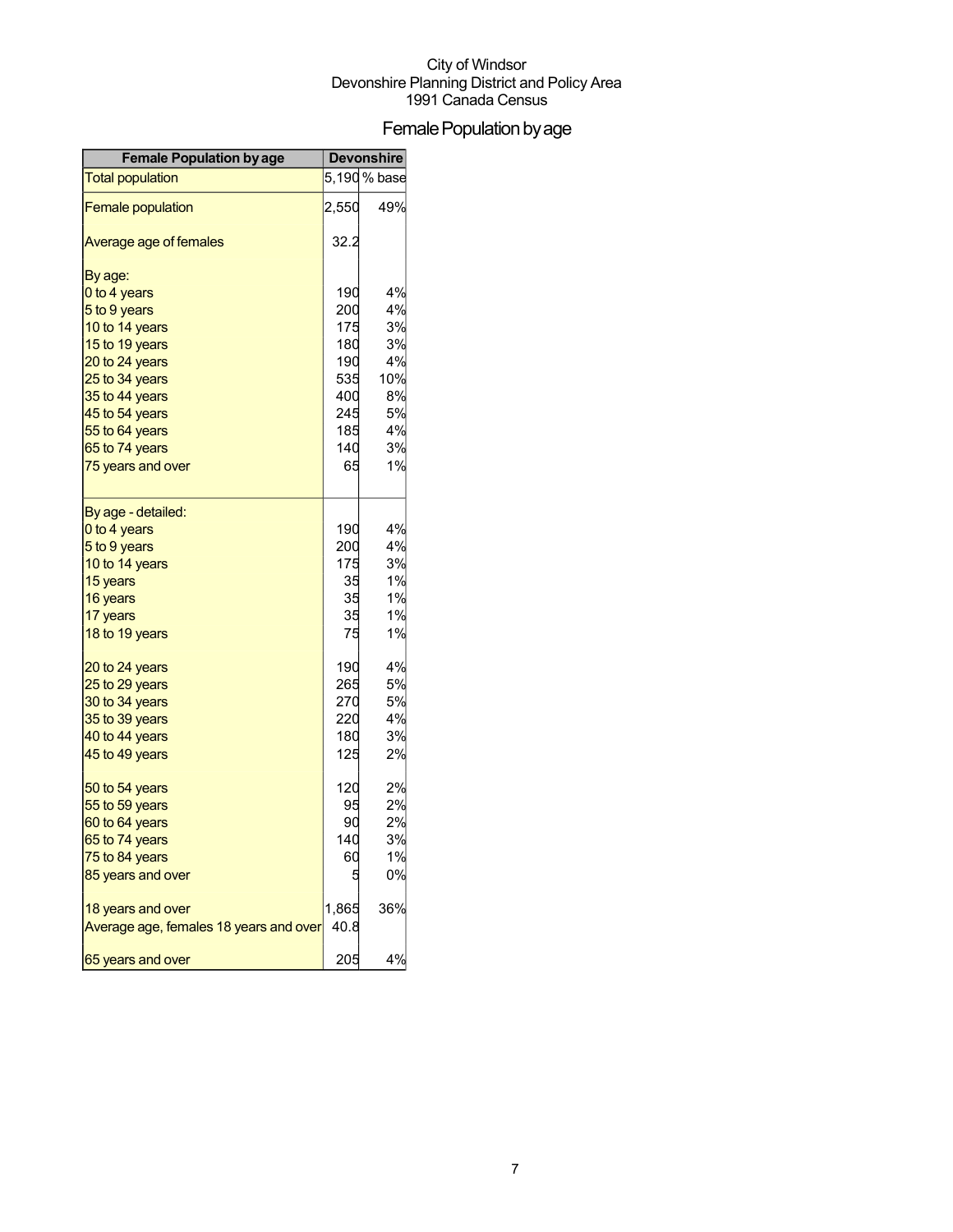City of Windsor
Devonshire Planning District and Policy Area
1991 Canada Census

# Female Population by age

| Female Population by age | Devonshire | |
|---|---|---|
| Total population | 5,190 | % base |
| Female population | 2,550 | 49% |
| Average age of females | 32.2 | |
| By age: | | |
| 0 to 4 years | 190 | 4% |
| 5 to 9 years | 200 | 4% |
| 10 to 14 years | 175 | 3% |
| 15 to 19 years | 180 | 3% |
| 20 to 24 years | 190 | 4% |
| 25 to 34 years | 535 | 10% |
| 35 to 44 years | 400 | 8% |
| 45 to 54 years | 245 | 5% |
| 55 to 64 years | 185 | 4% |
| 65 to 74 years | 140 | 3% |
| 75 years and over | 65 | 1% |
| By age - detailed: | | |
| 0 to 4 years | 190 | 4% |
| 5 to 9 years | 200 | 4% |
| 10 to 14 years | 175 | 3% |
| 15 years | 35 | 1% |
| 16 years | 35 | 1% |
| 17 years | 35 | 1% |
| 18 to 19 years | 75 | 1% |
| 20 to 24 years | 190 | 4% |
| 25 to 29 years | 265 | 5% |
| 30 to 34 years | 270 | 5% |
| 35 to 39 years | 220 | 4% |
| 40 to 44 years | 180 | 3% |
| 45 to 49 years | 125 | 2% |
| 50 to 54 years | 120 | 2% |
| 55 to 59 years | 95 | 2% |
| 60 to 64 years | 90 | 2% |
| 65 to 74 years | 140 | 3% |
| 75 to 84 years | 60 | 1% |
| 85 years and over | 5 | 0% |
| 18 years and over | 1,865 | 36% |
| Average age, females 18 years and over | 40.8 | |
| 65 years and over | 205 | 4% |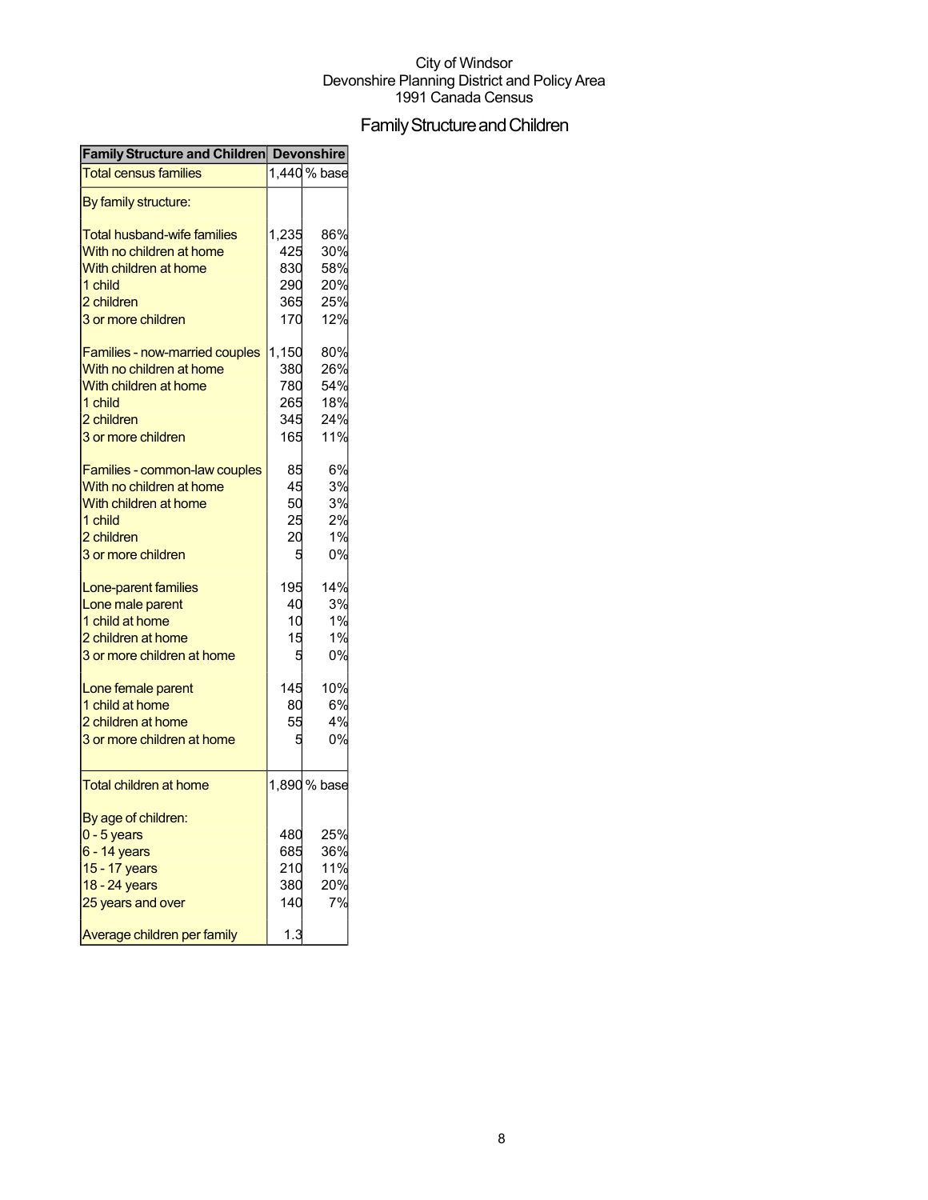City of Windsor
Devonshire Planning District and Policy Area
1991 Canada Census

# Family Structure and Children

| Family Structure and Children | Devonshire | |
|---|---|---|
| Total census families | 1,440 | % base |
| By family structure: | | |
| Total husband-wife families | 1,235 | 86% |
| With no children at home | 425 | 30% |
| With children at home | 830 | 58% |
| 1 child | 290 | 20% |
| 2 children | 365 | 25% |
| 3 or more children | 170 | 12% |
| Families - now-married couples | 1,150 | 80% |
| With no children at home | 380 | 26% |
| With children at home | 780 | 54% |
| 1 child | 265 | 18% |
| 2 children | 345 | 24% |
| 3 or more children | 165 | 11% |
| Families - common-law couples | 85 | 6% |
| With no children at home | 45 | 3% |
| With children at home | 50 | 3% |
| 1 child | 25 | 2% |
| 2 children | 20 | 1% |
| 3 or more children | 5 | 0% |
| Lone-parent families | 195 | 14% |
| Lone male parent | 40 | 3% |
| 1 child at home | 10 | 1% |
| 2 children at home | 15 | 1% |
| 3 or more children at home | 5 | 0% |
| Lone female parent | 145 | 10% |
| 1 child at home | 80 | 6% |
| 2 children at home | 55 | 4% |
| 3 or more children at home | 5 | 0% |
| Total children at home | 1,890 | % base |
| By age of children: | | |
| 0 - 5 years | 480 | 25% |
| 6 - 14 years | 685 | 36% |
| 15 - 17 years | 210 | 11% |
| 18 - 24 years | 380 | 20% |
| 25 years and over | 140 | 7% |
| Average children per family | 1.3 | |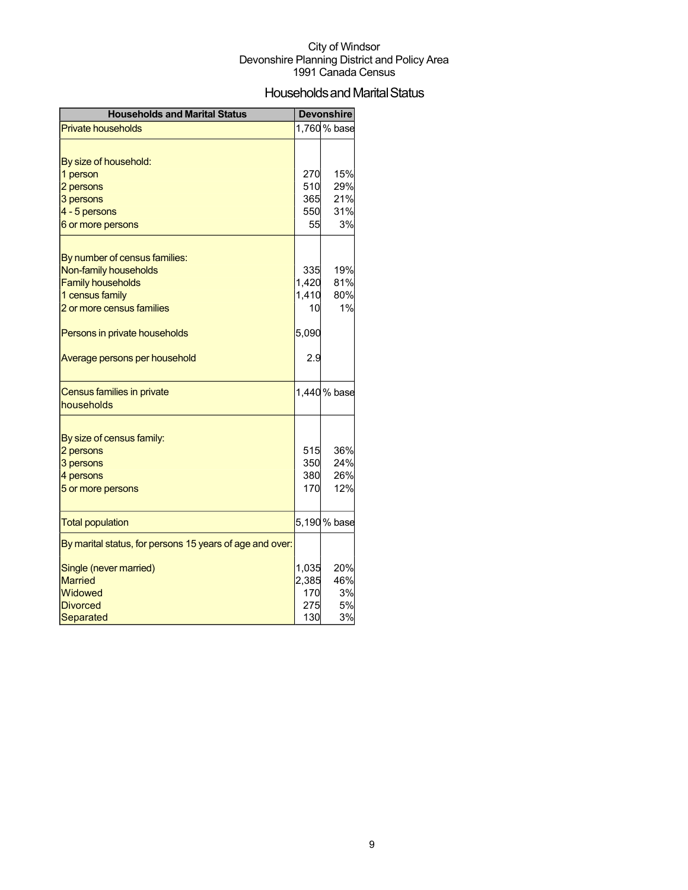City of Windsor
Devonshire Planning District and Policy Area
1991 Canada Census

# Households and Marital Status

| Households and Marital Status | Devonshire | |
|---|---|---|
| Private households | 1,760 | % base |
| | | |
| By size of household: | | |
| 1 person | 270 | 15% |
| 2 persons | 510 | 29% |
| 3 persons | 365 | 21% |
| 4 - 5 persons | 550 | 31% |
| 6 or more persons | 55 | 3% |
| | | |
| By number of census families: | | |
| Non-family households | 335 | 19% |
| Family households | 1,420 | 81% |
| 1 census family | 1,410 | 80% |
| 2 or more census families | 10 | 1% |
| | | |
| Persons in private households | 5,090 | |
| | | |
| Average persons per household | 2.9 | |
| | | |
| Census families in private households | 1,440 | % base |
| | | |
| By size of census family: | | |
| 2 persons | 515 | 36% |
| 3 persons | 350 | 24% |
| 4 persons | 380 | 26% |
| 5 or more persons | 170 | 12% |
| | | |
| Total population | 5,190 | % base |
| By marital status, for persons 15 years of age and over: | | |
| | | |
| Single (never married) | 1,035 | 20% |
| Married | 2,385 | 46% |
| Widowed | 170 | 3% |
| Divorced | 275 | 5% |
| Separated | 130 | 3% |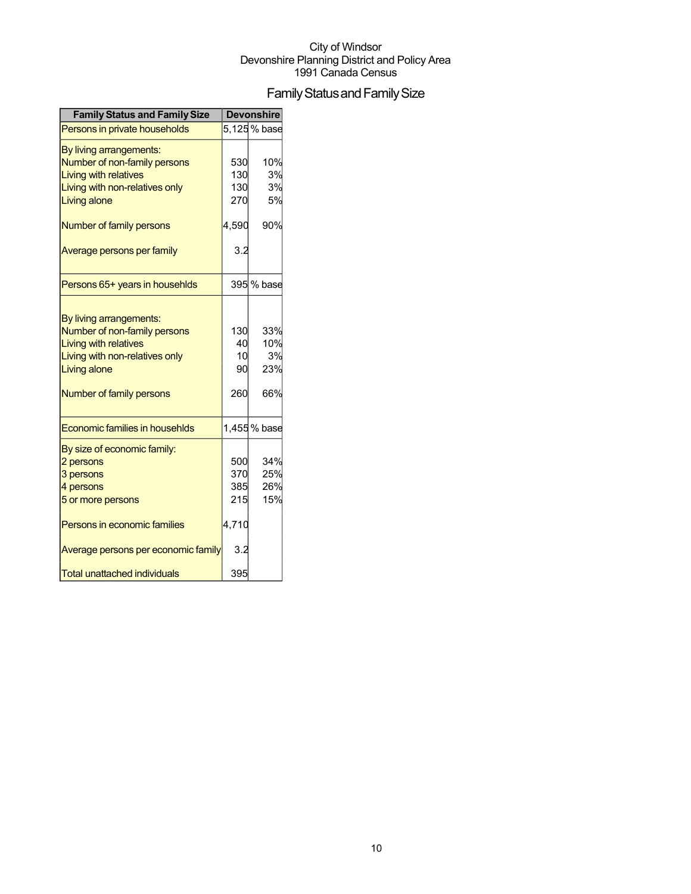City of Windsor
Devonshire Planning District and Policy Area
1991 Canada Census

# Family Status and Family Size

| Family Status and Family Size | Devonshire | |
|---|---|---|
| Persons in private households | 5,125 | % base |
| By living arrangements: | | |
| Number of non-family persons | 530 | 10% |
| Living with relatives | 130 | 3% |
| Living with non-relatives only | 130 | 3% |
| Living alone | 270 | 5% |
| Number of family persons | 4,590 | 90% |
| Average persons per family | 3.2 | |
| Persons 65+ years in househlds | 395 | % base |
| By living arrangements: | | |
| Number of non-family persons | 130 | 33% |
| Living with relatives | 40 | 10% |
| Living with non-relatives only | 10 | 3% |
| Living alone | 90 | 23% |
| Number of family persons | 260 | 66% |
| Economic families in househlds | 1,455 | % base |
| By size of economic family: | | |
| 2 persons | 500 | 34% |
| 3 persons | 370 | 25% |
| 4 persons | 385 | 26% |
| 5 or more persons | 215 | 15% |
| Persons in economic families | 4,710 | |
| Average persons per economic family | 3.2 | |
| Total unattached individuals | 395 | |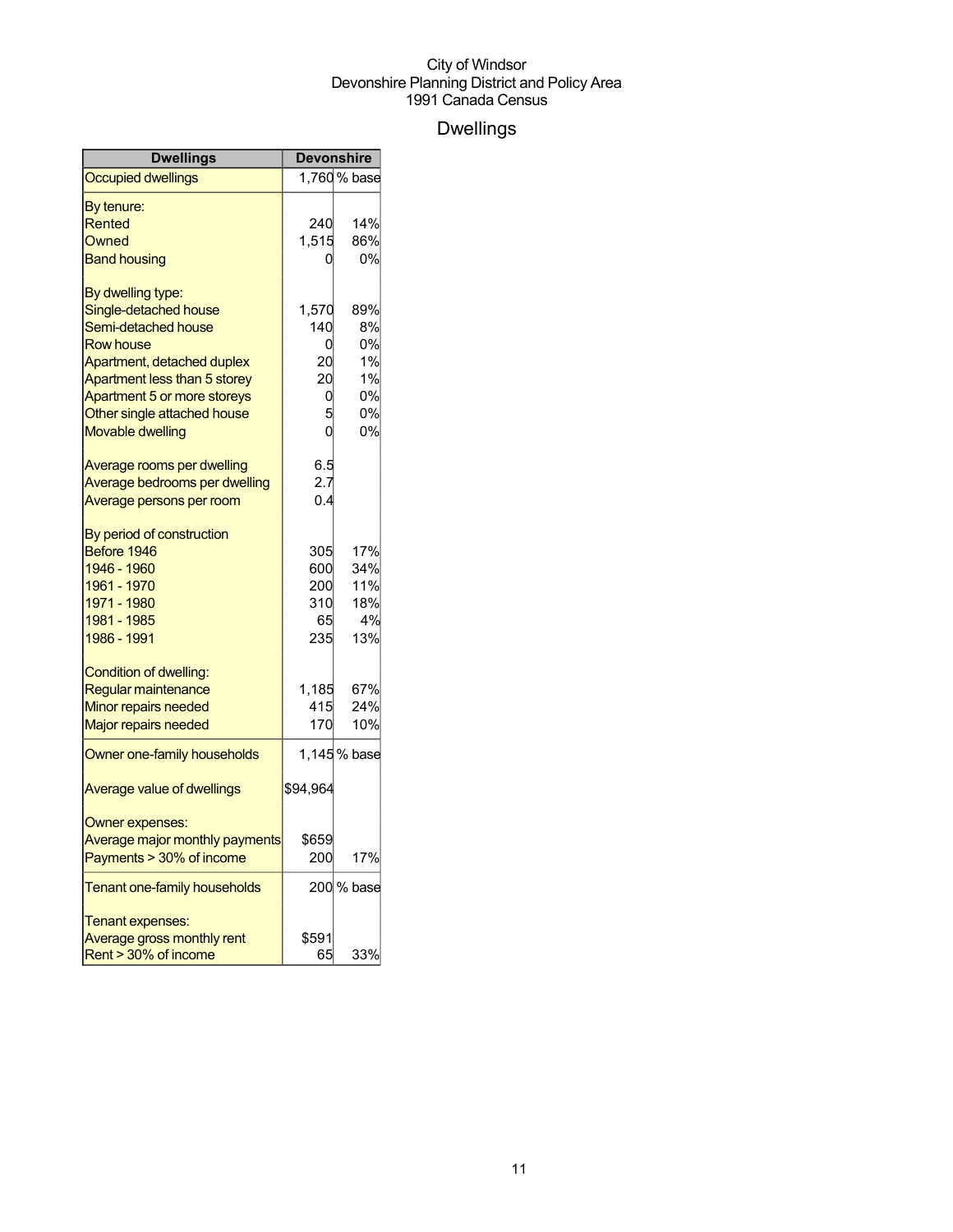City of Windsor
Devonshire Planning District and Policy Area
1991 Canada Census

# Dwellings

| Dwellings | Devonshire | |
|---|---|---|
| Occupied dwellings | 1,760 | % base |
| By tenure: | | |
| Rented | 240 | 14% |
| Owned | 1,515 | 86% |
| Band housing | 0 | 0% |
| By dwelling type: | | |
| Single-detached house | 1,570 | 89% |
| Semi-detached house | 140 | 8% |
| Row house | 0 | 0% |
| Apartment, detached duplex | 20 | 1% |
| Apartment less than 5 storey | 20 | 1% |
| Apartment 5 or more storeys | 0 | 0% |
| Other single attached house | 5 | 0% |
| Movable dwelling | 0 | 0% |
| Average rooms per dwelling | 6.5 | |
| Average bedrooms per dwelling | 2.7 | |
| Average persons per room | 0.4 | |
| By period of construction | | |
| Before 1946 | 305 | 17% |
| 1946 - 1960 | 600 | 34% |
| 1961 - 1970 | 200 | 11% |
| 1971 - 1980 | 310 | 18% |
| 1981 - 1985 | 65 | 4% |
| 1986 - 1991 | 235 | 13% |
| Condition of dwelling: | | |
| Regular maintenance | 1,185 | 67% |
| Minor repairs needed | 415 | 24% |
| Major repairs needed | 170 | 10% |
| Owner one-family households | 1,145 | % base |
| Average value of dwellings | $94,964 | |
| Owner expenses: | | |
| Average major monthly payments | $659 | |
| Payments > 30% of income | 200 | 17% |
| Tenant one-family households | 200 | % base |
| Tenant expenses: | | |
| Average gross monthly rent | $591 | |
| Rent > 30% of income | 65 | 33% |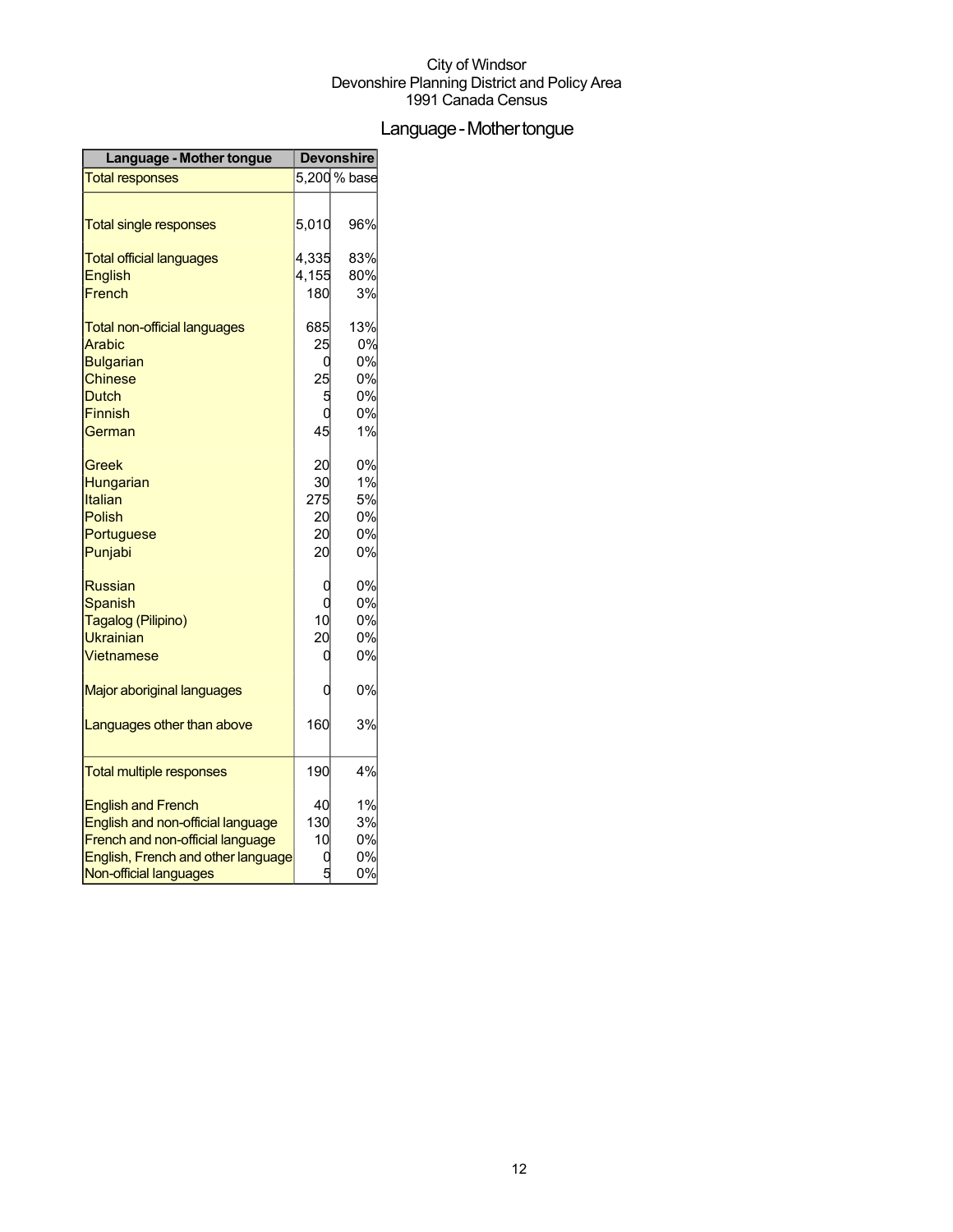City of Windsor
Devonshire Planning District and Policy Area
1991 Canada Census

# Language - Mother tongue

| Language - Mother tongue | Devonshire | |
|---|---|---|
| Total responses | 5,200 | % base |
| | | |
| Total single responses | 5,010 | 96% |
| | | |
| Total official languages | 4,335 | 83% |
| English | 4,155 | 80% |
| French | 180 | 3% |
| | | |
| Total non-official languages | 685 | 13% |
| Arabic | 25 | 0% |
| Bulgarian | 0 | 0% |
| Chinese | 25 | 0% |
| Dutch | 5 | 0% |
| Finnish | 0 | 0% |
| German | 45 | 1% |
| | | |
| Greek | 20 | 0% |
| Hungarian | 30 | 1% |
| Italian | 275 | 5% |
| Polish | 20 | 0% |
| Portuguese | 20 | 0% |
| Punjabi | 20 | 0% |
| | | |
| Russian | 0 | 0% |
| Spanish | 0 | 0% |
| Tagalog (Pilipino) | 10 | 0% |
| Ukrainian | 20 | 0% |
| Vietnamese | 0 | 0% |
| | | |
| Major aboriginal languages | 0 | 0% |
| | | |
| Languages other than above | 160 | 3% |
| | | |
| Total multiple responses | 190 | 4% |
| | | |
| English and French | 40 | 1% |
| English and non-official language | 130 | 3% |
| French and non-official language | 10 | 0% |
| English, French and other language | 0 | 0% |
| Non-official languages | 5 | 0% |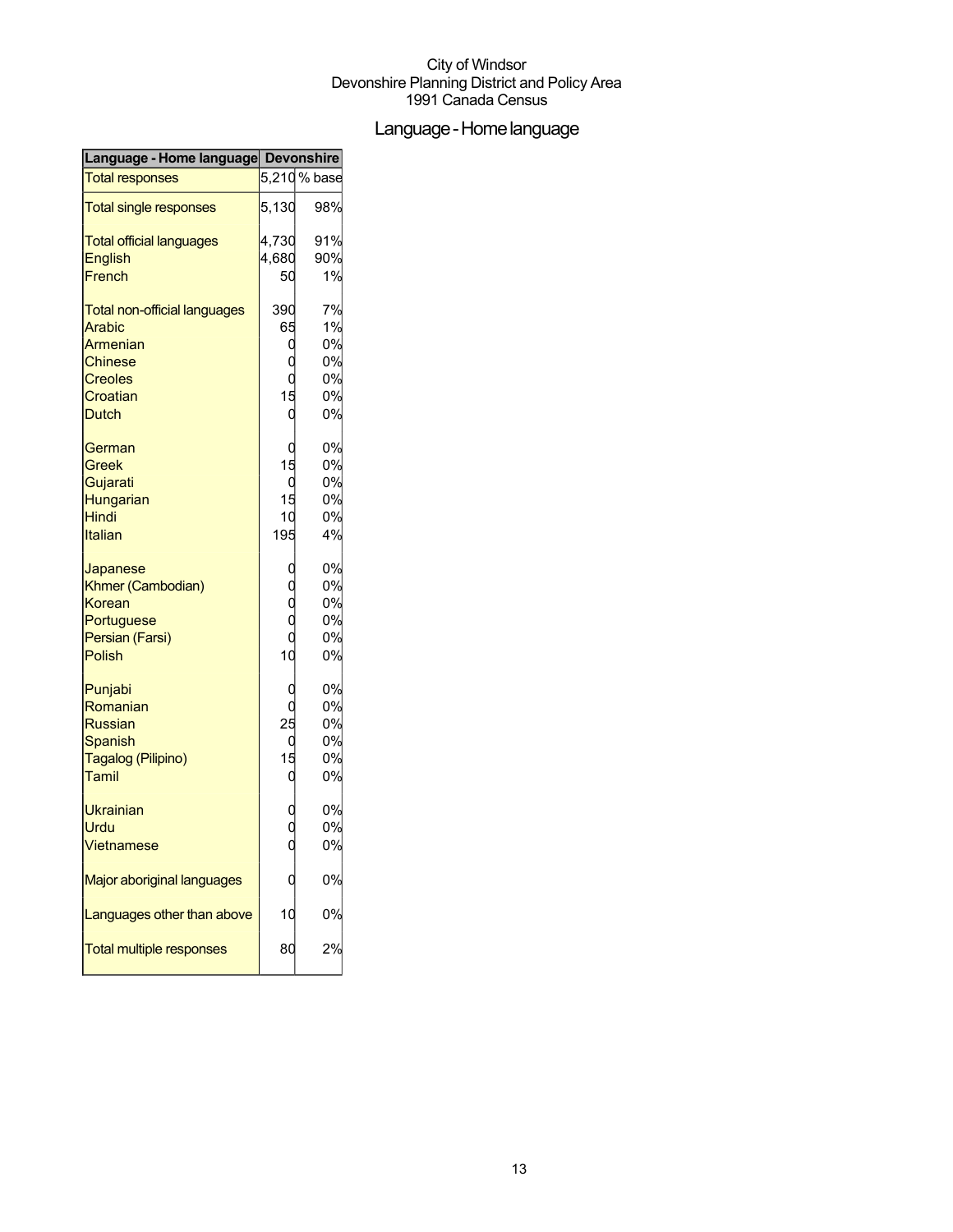City of Windsor
Devonshire Planning District and Policy Area
1991 Canada Census

# Language - Home language

| Language - Home language | Devonshire | |
|---|---|---|
| Total responses | 5,210 | % base |
| Total single responses | 5,130 | 98% |
| Total official languages | 4,730 | 91% |
| English | 4,680 | 90% |
| French | 50 | 1% |
| Total non-official languages | 390 | 7% |
| Arabic | 65 | 1% |
| Armenian | 0 | 0% |
| Chinese | 0 | 0% |
| Creoles | 0 | 0% |
| Croatian | 15 | 0% |
| Dutch | 0 | 0% |
| German | 0 | 0% |
| Greek | 15 | 0% |
| Gujarati | 0 | 0% |
| Hungarian | 15 | 0% |
| Hindi | 10 | 0% |
| Italian | 195 | 4% |
| Japanese | 0 | 0% |
| Khmer (Cambodian) | 0 | 0% |
| Korean | 0 | 0% |
| Portuguese | 0 | 0% |
| Persian (Farsi) | 0 | 0% |
| Polish | 10 | 0% |
| Punjabi | 0 | 0% |
| Romanian | 0 | 0% |
| Russian | 25 | 0% |
| Spanish | 0 | 0% |
| Tagalog (Pilipino) | 15 | 0% |
| Tamil | 0 | 0% |
| Ukrainian | 0 | 0% |
| Urdu | 0 | 0% |
| Vietnamese | 0 | 0% |
| Major aboriginal languages | 0 | 0% |
| Languages other than above | 10 | 0% |
| Total multiple responses | 80 | 2% |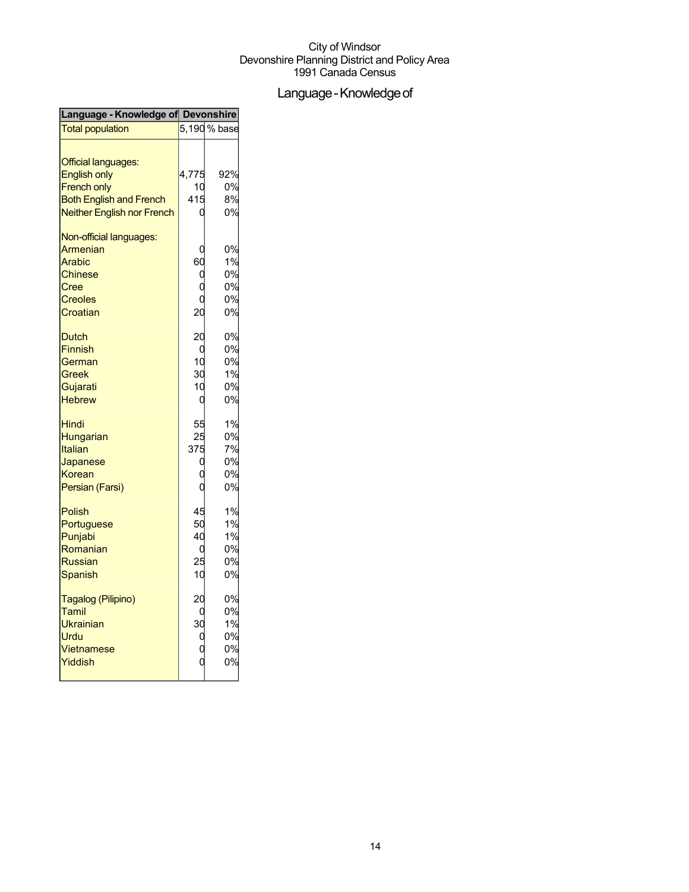City of Windsor
Devonshire Planning District and Policy Area
1991 Canada Census

# Language - Knowledge of

| Language - Knowledge of | Devonshire | |
|---|---|---|
| Total population | 5,190 | % base |
| | | |
| Official languages: | | |
| English only | 4,775 | 92% |
| French only | 10 | 0% |
| Both English and French | 415 | 8% |
| Neither English nor French | 0 | 0% |
| | | |
| Non-official languages: | | |
| Armenian | 0 | 0% |
| Arabic | 60 | 1% |
| Chinese | 0 | 0% |
| Cree | 0 | 0% |
| Creoles | 0 | 0% |
| Croatian | 20 | 0% |
| | | |
| Dutch | 20 | 0% |
| Finnish | 0 | 0% |
| German | 10 | 0% |
| Greek | 30 | 1% |
| Gujarati | 10 | 0% |
| Hebrew | 0 | 0% |
| | | |
| Hindi | 55 | 1% |
| Hungarian | 25 | 0% |
| Italian | 375 | 7% |
| Japanese | 0 | 0% |
| Korean | 0 | 0% |
| Persian (Farsi) | 0 | 0% |
| | | |
| Polish | 45 | 1% |
| Portuguese | 50 | 1% |
| Punjabi | 40 | 1% |
| Romanian | 0 | 0% |
| Russian | 25 | 0% |
| Spanish | 10 | 0% |
| | | |
| Tagalog (Pilipino) | 20 | 0% |
| Tamil | 0 | 0% |
| Ukrainian | 30 | 1% |
| Urdu | 0 | 0% |
| Vietnamese | 0 | 0% |
| Yiddish | 0 | 0% |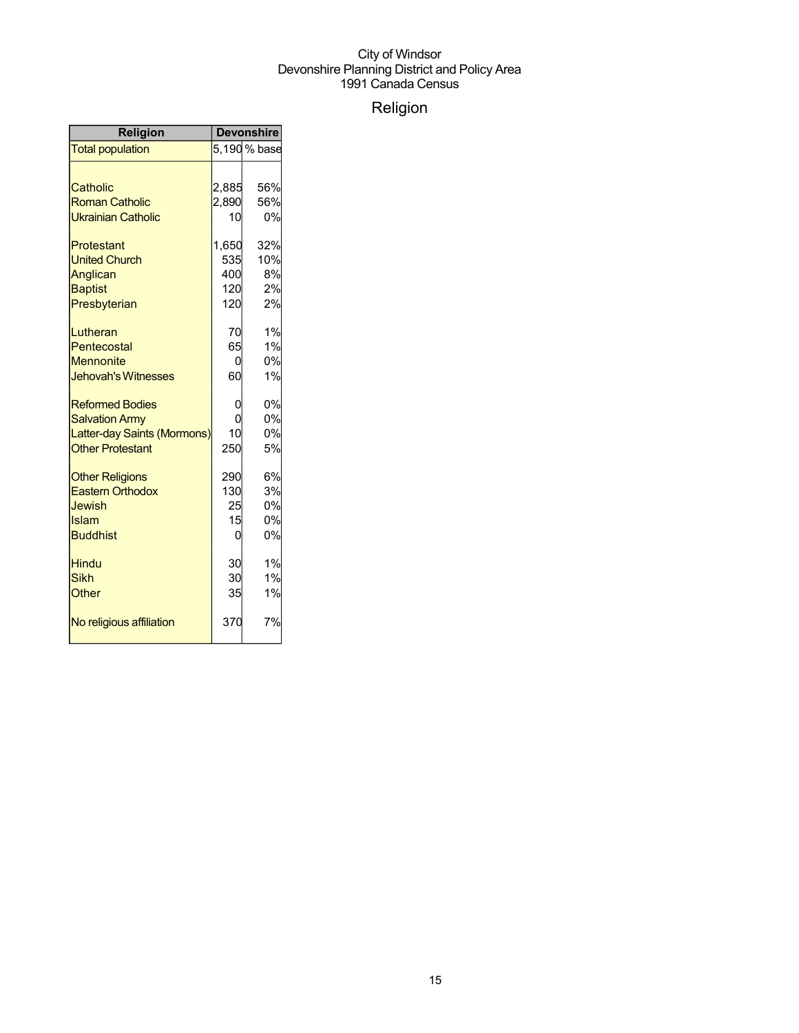City of Windsor
Devonshire Planning District and Policy Area
1991 Canada Census

# Religion

| Religion | Devonshire | |
|---|---|---|
| Total population | 5,190 | % base |
| | | |
| Catholic | 2,885 | 56% |
| Roman Catholic | 2,890 | 56% |
| Ukrainian Catholic | 10 | 0% |
| | | |
| Protestant | 1,650 | 32% |
| United Church | 535 | 10% |
| Anglican | 400 | 8% |
| Baptist | 120 | 2% |
| Presbyterian | 120 | 2% |
| | | |
| Lutheran | 70 | 1% |
| Pentecostal | 65 | 1% |
| Mennonite | 0 | 0% |
| Jehovah's Witnesses | 60 | 1% |
| | | |
| Reformed Bodies | 0 | 0% |
| Salvation Army | 0 | 0% |
| Latter-day Saints (Mormons) | 10 | 0% |
| Other Protestant | 250 | 5% |
| | | |
| Other Religions | 290 | 6% |
| Eastern Orthodox | 130 | 3% |
| Jewish | 25 | 0% |
| Islam | 15 | 0% |
| Buddhist | 0 | 0% |
| | | |
| Hindu | 30 | 1% |
| Sikh | 30 | 1% |
| Other | 35 | 1% |
| | | |
| No religious affiliation | 370 | 7% |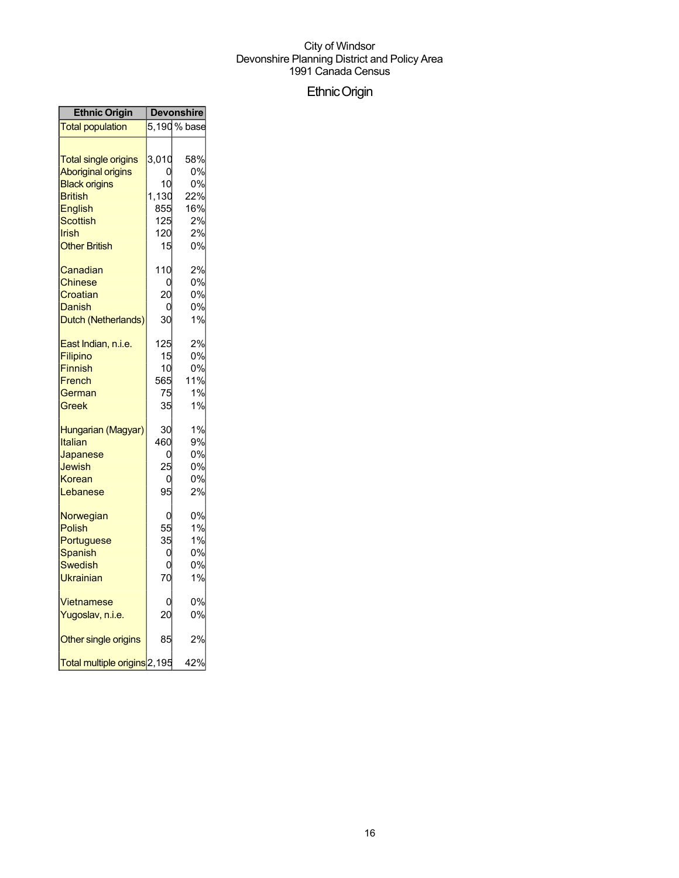City of Windsor
Devonshire Planning District and Policy Area
1991 Canada Census

# Ethnic Origin

| Ethnic Origin | Devonshire | |
|---|---|---|
| Total population | 5,190 | % base |
| | | |
| Total single origins | 3,010 | 58% |
| Aboriginal origins | 0 | 0% |
| Black origins | 10 | 0% |
| British | 1,130 | 22% |
| English | 855 | 16% |
| Scottish | 125 | 2% |
| Irish | 120 | 2% |
| Other British | 15 | 0% |
| | | |
| Canadian | 110 | 2% |
| Chinese | 0 | 0% |
| Croatian | 20 | 0% |
| Danish | 0 | 0% |
| Dutch (Netherlands) | 30 | 1% |
| | | |
| East Indian, n.i.e. | 125 | 2% |
| Filipino | 15 | 0% |
| Finnish | 10 | 0% |
| French | 565 | 11% |
| German | 75 | 1% |
| Greek | 35 | 1% |
| | | |
| Hungarian (Magyar) | 30 | 1% |
| Italian | 460 | 9% |
| Japanese | 0 | 0% |
| Jewish | 25 | 0% |
| Korean | 0 | 0% |
| Lebanese | 95 | 2% |
| | | |
| Norwegian | 0 | 0% |
| Polish | 55 | 1% |
| Portuguese | 35 | 1% |
| Spanish | 0 | 0% |
| Swedish | 0 | 0% |
| Ukrainian | 70 | 1% |
| | | |
| Vietnamese | 0 | 0% |
| Yugoslav, n.i.e. | 20 | 0% |
| | | |
| Other single origins | 85 | 2% |
| | | |
| Total multiple origins | 2,195 | 42% |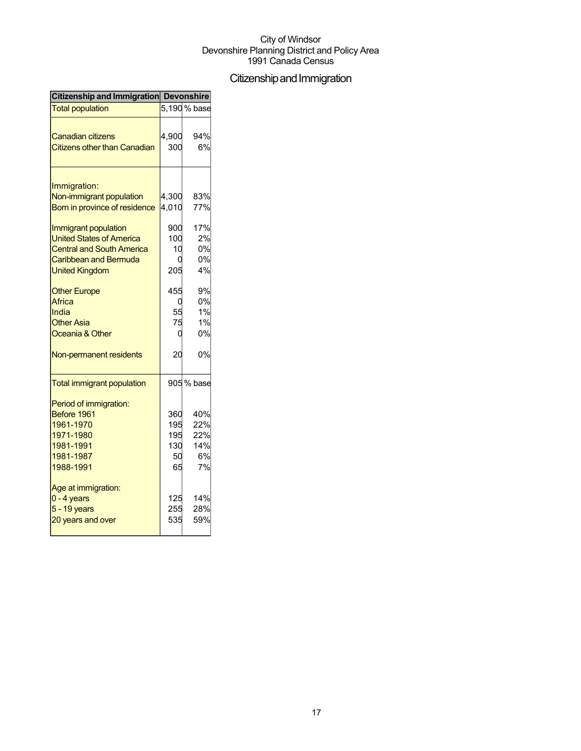City of Windsor
Devonshire Planning District and Policy Area
1991 Canada Census

# Citizenship and Immigration

| Citizenship and Immigration | Devonshire | |
|---|---|---|
| Total population | 5,190 | % base |
| Canadian citizens | 4,900 | 94% |
| Citizens other than Canadian | 300 | 6% |
| Immigration: | | |
| Non-immigrant population | 4,300 | 83% |
| Born in province of residence | 4,010 | 77% |
| Immigrant population | 900 | 17% |
| United States of America | 100 | 2% |
| Central and South America | 10 | 0% |
| Caribbean and Bermuda | 0 | 0% |
| United Kingdom | 205 | 4% |
| Other Europe | 455 | 9% |
| Africa | 0 | 0% |
| India | 55 | 1% |
| Other Asia | 75 | 1% |
| Oceania & Other | 0 | 0% |
| Non-permanent residents | 20 | 0% |
| Total immigrant population | 905 | % base |
| Period of immigration: | | |
| Before 1961 | 360 | 40% |
| 1961-1970 | 195 | 22% |
| 1971-1980 | 195 | 22% |
| 1981-1991 | 130 | 14% |
| 1981-1987 | 50 | 6% |
| 1988-1991 | 65 | 7% |
| Age at immigration: | | |
| 0 - 4 years | 125 | 14% |
| 5 - 19 years | 255 | 28% |
| 20 years and over | 535 | 59% |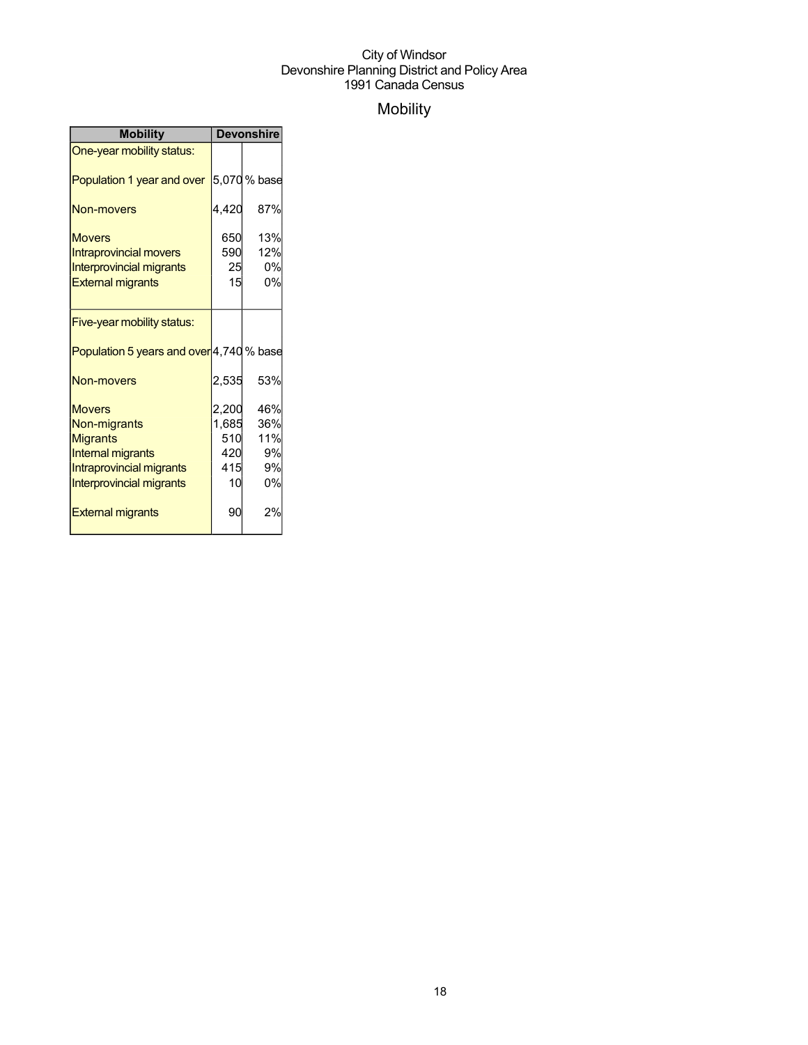City of Windsor
Devonshire Planning District and Policy Area
1991 Canada Census

# Mobility

| Mobility | Devonshire | |
|---|---|---|
| One-year mobility status: | | |
| Population 1 year and over | 5,070 | % base |
| Non-movers | 4,420 | 87% |
| Movers | 650 | 13% |
| Intraprovincial movers | 590 | 12% |
| Interprovincial migrants | 25 | 0% |
| External migrants | 15 | 0% |
| Five-year mobility status: | | |
| Population 5 years and over | 4,740 | % base |
| Non-movers | 2,535 | 53% |
| Movers | 2,200 | 46% |
| Non-migrants | 1,685 | 36% |
| Migrants | 510 | 11% |
| Internal migrants | 420 | 9% |
| Intraprovincial migrants | 415 | 9% |
| Interprovincial migrants | 10 | 0% |
| External migrants | 90 | 2% |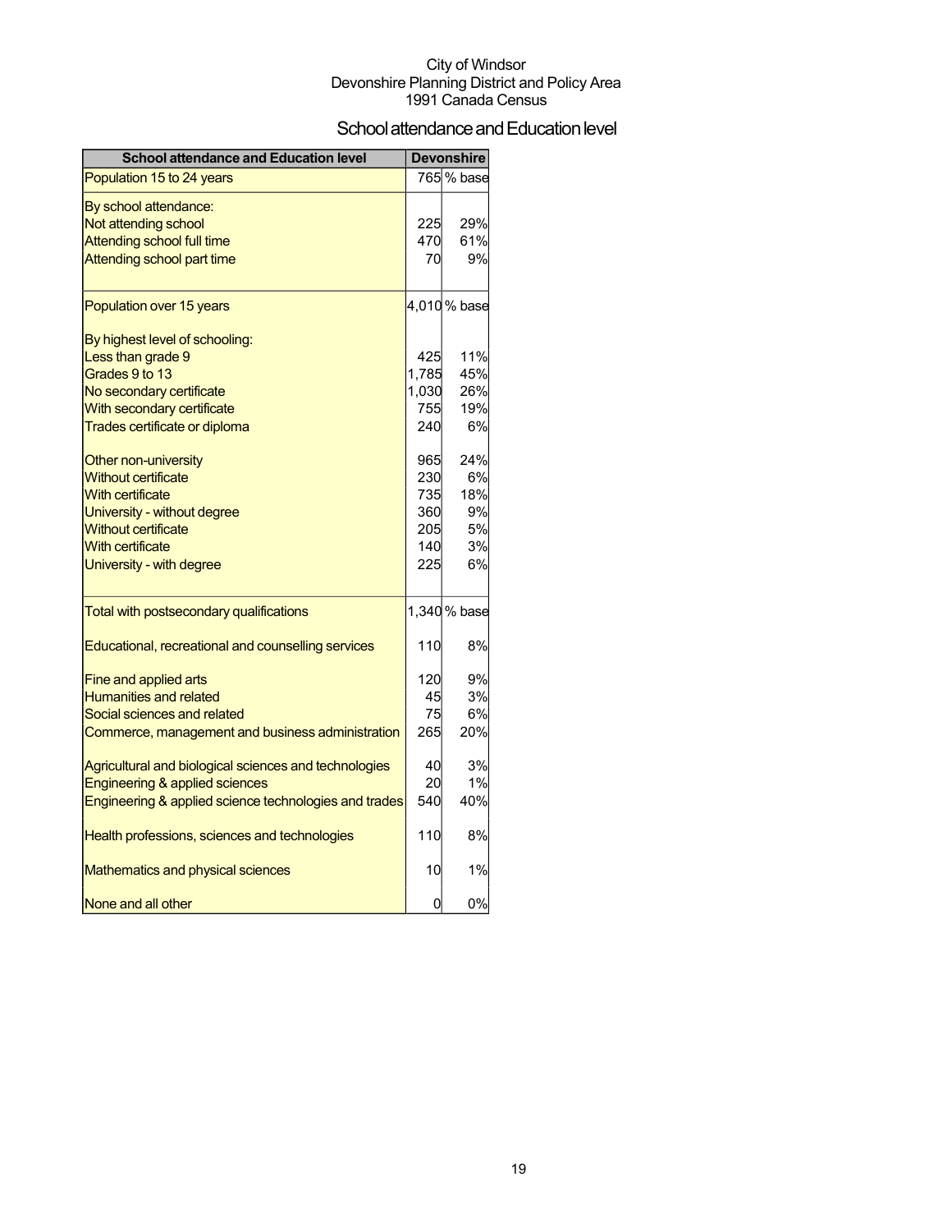City of Windsor
Devonshire Planning District and Policy Area
1991 Canada Census

# School attendance and Education level

| School attendance and Education level | Devonshire | |
|---|---|---|
| Population 15 to 24 years | 765 | % base |
| By school attendance: | | |
| Not attending school | 225 | 29% |
| Attending school full time | 470 | 61% |
| Attending school part time | 70 | 9% |
| Population over 15 years | 4,010 | % base |
| By highest level of schooling: | | |
| Less than grade 9 | 425 | 11% |
| Grades 9 to 13 | 1,785 | 45% |
| No secondary certificate | 1,030 | 26% |
| With secondary certificate | 755 | 19% |
| Trades certificate or diploma | 240 | 6% |
| Other non-university | 965 | 24% |
| Without certificate | 230 | 6% |
| With certificate | 735 | 18% |
| University - without degree | 360 | 9% |
| Without certificate | 205 | 5% |
| With certificate | 140 | 3% |
| University - with degree | 225 | 6% |
| Total with postsecondary qualifications | 1,340 | % base |
| Educational, recreational and counselling services | 110 | 8% |
| Fine and applied arts | 120 | 9% |
| Humanities and related | 45 | 3% |
| Social sciences and related | 75 | 6% |
| Commerce, management and business administration | 265 | 20% |
| Agricultural and biological sciences and technologies | 40 | 3% |
| Engineering & applied sciences | 20 | 1% |
| Engineering & applied science technologies and trades | 540 | 40% |
| Health professions, sciences and technologies | 110 | 8% |
| Mathematics and physical sciences | 10 | 1% |
| None and all other | 0 | 0% |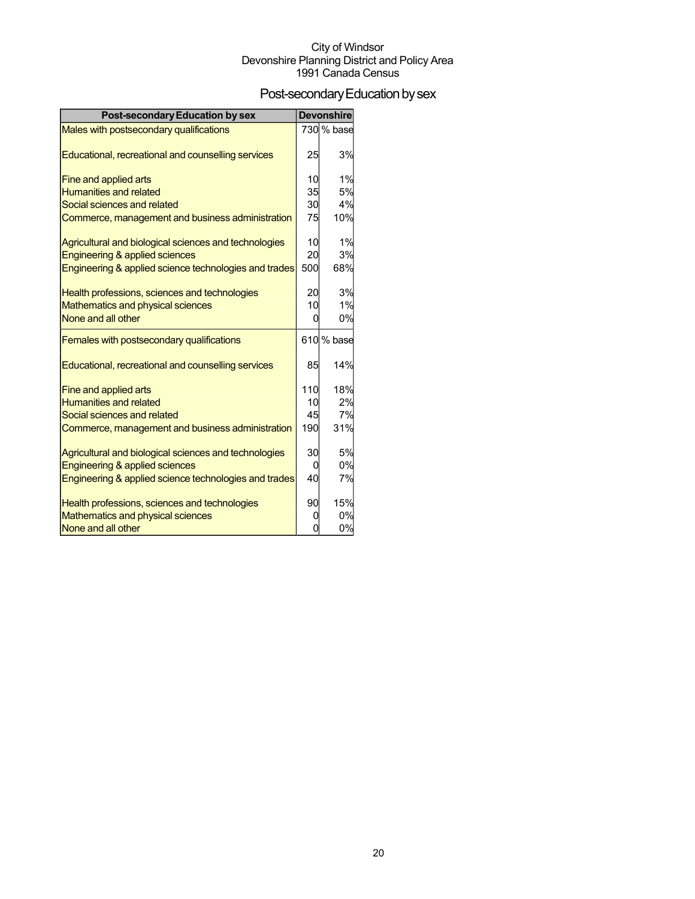City of Windsor
Devonshire Planning District and Policy Area
1991 Canada Census

# Post-secondary Education by sex

| Post-secondary Education by sex | Devonshire | |
|---|---|---|
| Males with postsecondary qualifications | 730 | % base |
| Educational, recreational and counselling services | 25 | 3% |
| Fine and applied arts | 10 | 1% |
| Humanities and related | 35 | 5% |
| Social sciences and related | 30 | 4% |
| Commerce, management and business administration | 75 | 10% |
| Agricultural and biological sciences and technologies | 10 | 1% |
| Engineering & applied sciences | 20 | 3% |
| Engineering & applied science technologies and trades | 500 | 68% |
| Health professions, sciences and technologies | 20 | 3% |
| Mathematics and physical sciences | 10 | 1% |
| None and all other | 0 | 0% |
| Females with postsecondary qualifications | 610 | % base |
| Educational, recreational and counselling services | 85 | 14% |
| Fine and applied arts | 110 | 18% |
| Humanities and related | 10 | 2% |
| Social sciences and related | 45 | 7% |
| Commerce, management and business administration | 190 | 31% |
| Agricultural and biological sciences and technologies | 30 | 5% |
| Engineering & applied sciences | 0 | 0% |
| Engineering & applied science technologies and trades | 40 | 7% |
| Health professions, sciences and technologies | 90 | 15% |
| Mathematics and physical sciences | 0 | 0% |
| None and all other | 0 | 0% |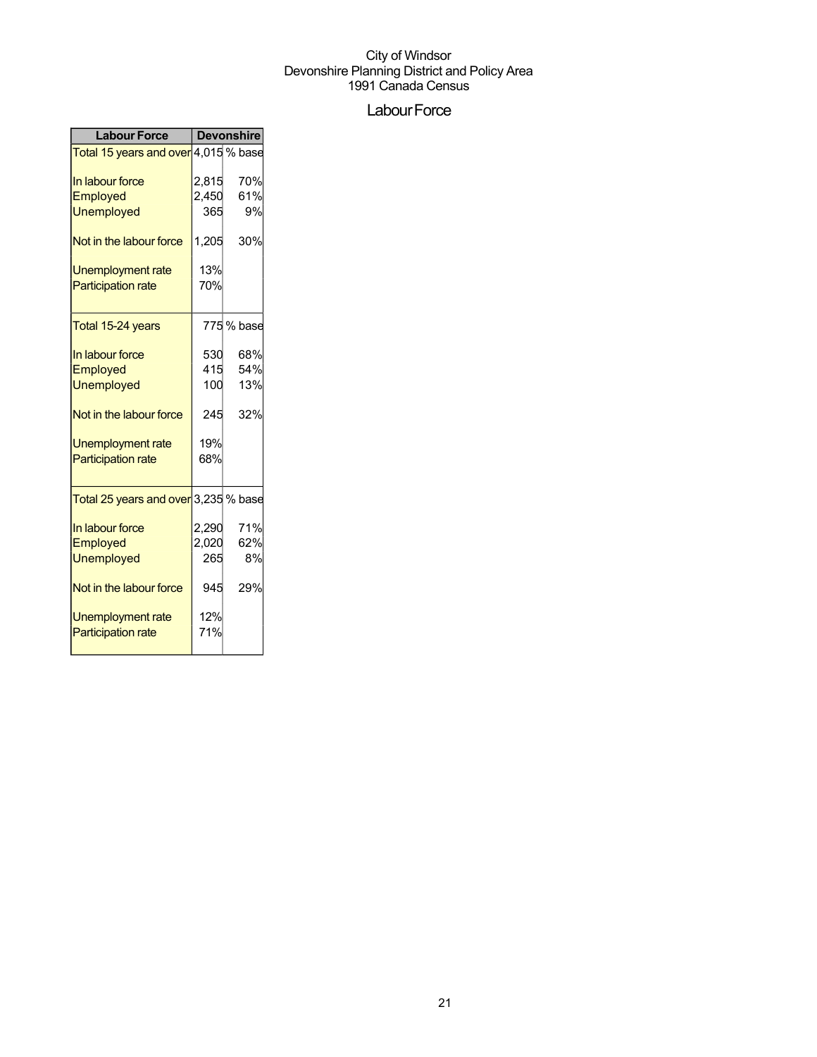City of Windsor
Devonshire Planning District and Policy Area
1991 Canada Census

# Labour Force

| Labour Force | Devonshire | |
|---|---|---|
| Total 15 years and over | 4,015 | % base |
| In labour force | 2,815 | 70% |
| Employed | 2,450 | 61% |
| Unemployed | 365 | 9% |
| Not in the labour force | 1,205 | 30% |
| Unemployment rate | 13% | |
| Participation rate | 70% | |
| Total 15-24 years | 775 | % base |
| In labour force | 530 | 68% |
| Employed | 415 | 54% |
| Unemployed | 100 | 13% |
| Not in the labour force | 245 | 32% |
| Unemployment rate | 19% | |
| Participation rate | 68% | |
| Total 25 years and over | 3,235 | % base |
| In labour force | 2,290 | 71% |
| Employed | 2,020 | 62% |
| Unemployed | 265 | 8% |
| Not in the labour force | 945 | 29% |
| Unemployment rate | 12% | |
| Participation rate | 71% | |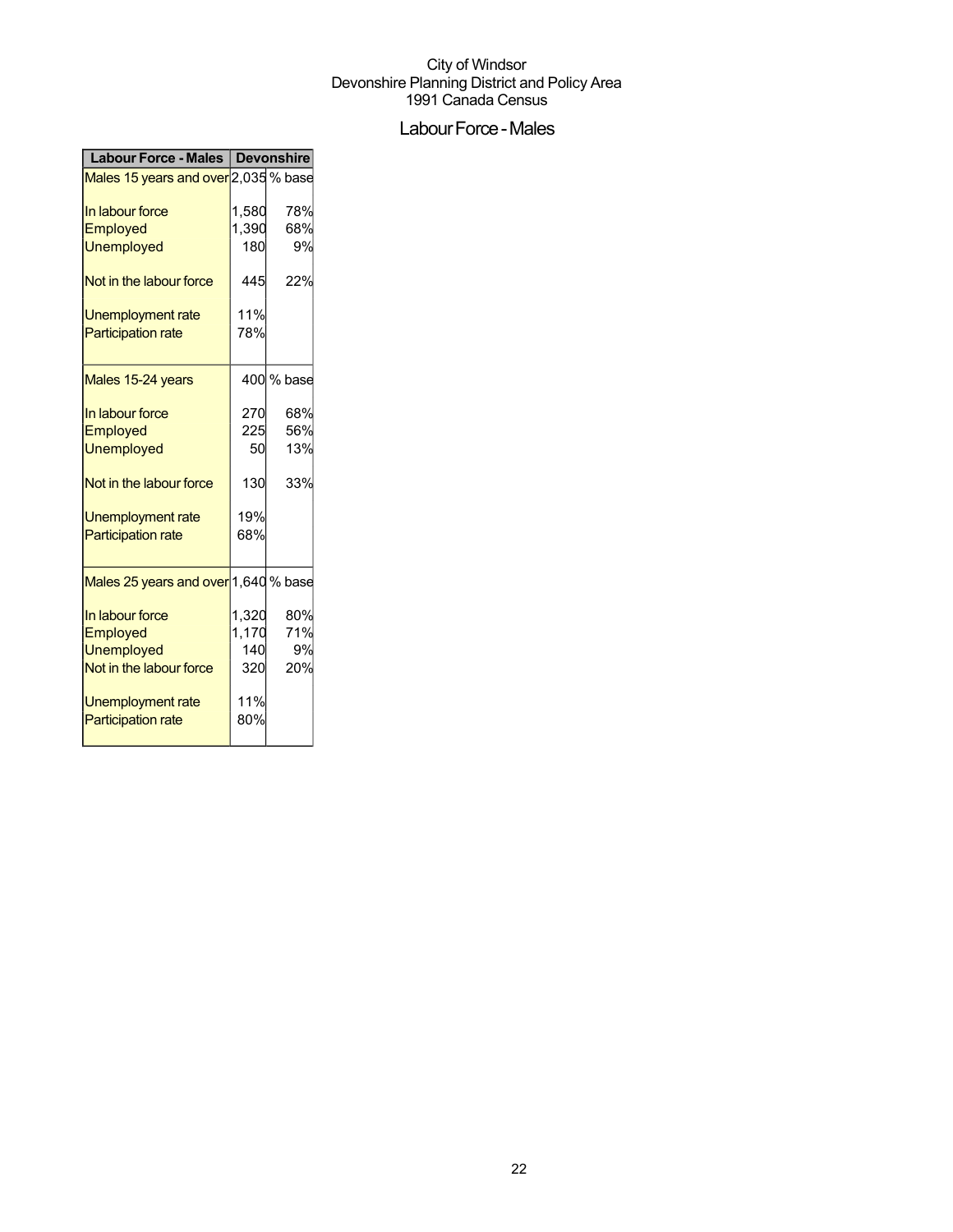City of Windsor
Devonshire Planning District and Policy Area
1991 Canada Census

# Labour Force - Males

| Labour Force - Males | Devonshire | |
|---|---|---|
| Males 15 years and over | 2,035 | % base |
| In labour force | 1,580 | 78% |
| Employed | 1,390 | 68% |
| Unemployed | 180 | 9% |
| Not in the labour force | 445 | 22% |
| Unemployment rate | 11% | |
| Participation rate | 78% | |
| Males 15-24 years | 400 | % base |
| In labour force | 270 | 68% |
| Employed | 225 | 56% |
| Unemployed | 50 | 13% |
| Not in the labour force | 130 | 33% |
| Unemployment rate | 19% | |
| Participation rate | 68% | |
| Males 25 years and over | 1,640 | % base |
| In labour force | 1,320 | 80% |
| Employed | 1,170 | 71% |
| Unemployed | 140 | 9% |
| Not in the labour force | 320 | 20% |
| Unemployment rate | 11% | |
| Participation rate | 80% | |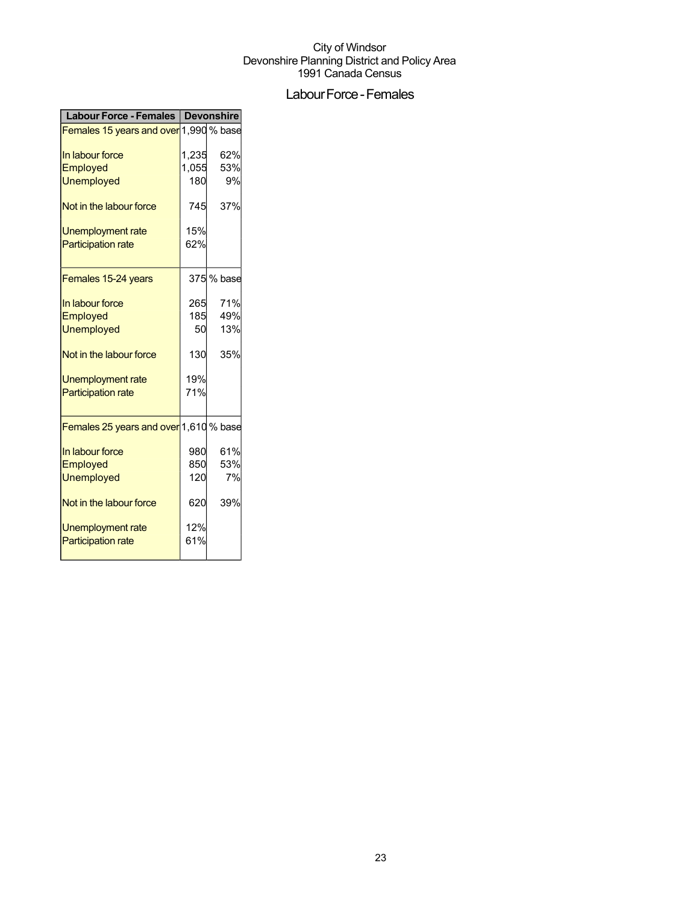City of Windsor
Devonshire Planning District and Policy Area
1991 Canada Census

# Labour Force - Females

| Labour Force - Females | Devonshire | |
|---|---|---|
| Females 15 years and over | 1,990 | % base |
| In labour force | 1,235 | 62% |
| Employed | 1,055 | 53% |
| Unemployed | 180 | 9% |
| Not in the labour force | 745 | 37% |
| Unemployment rate | 15% | |
| Participation rate | 62% | |
| Females 15-24 years | 375 | % base |
| In labour force | 265 | 71% |
| Employed | 185 | 49% |
| Unemployed | 50 | 13% |
| Not in the labour force | 130 | 35% |
| Unemployment rate | 19% | |
| Participation rate | 71% | |
| Females 25 years and over | 1,610 | % base |
| In labour force | 980 | 61% |
| Employed | 850 | 53% |
| Unemployed | 120 | 7% |
| Not in the labour force | 620 | 39% |
| Unemployment rate | 12% | |
| Participation rate | 61% | |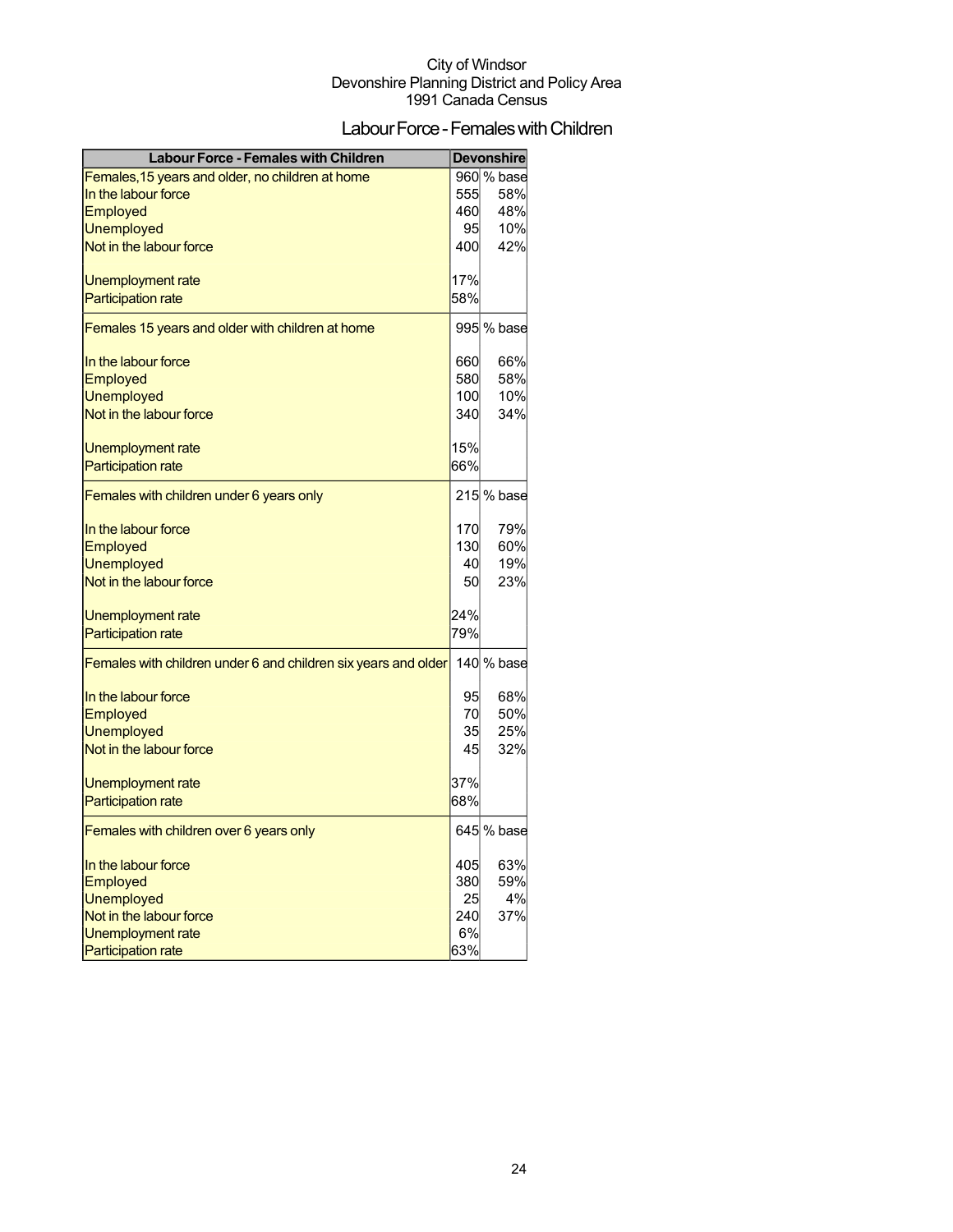City of Windsor
Devonshire Planning District and Policy Area
1991 Canada Census

# Labour Force - Females with Children

| Labour Force - Females with Children | Devonshire | |
|---|---|---|
| Females,15 years and older, no children at home | 960 | % base |
| In the labour force | 555 | 58% |
| Employed | 460 | 48% |
| Unemployed | 95 | 10% |
| Not in the labour force | 400 | 42% |
| Unemployment rate | 17% | |
| Participation rate | 58% | |
| Females 15 years and older with children at home | 995 | % base |
| In the labour force | 660 | 66% |
| Employed | 580 | 58% |
| Unemployed | 100 | 10% |
| Not in the labour force | 340 | 34% |
| Unemployment rate | 15% | |
| Participation rate | 66% | |
| Females with children under 6 years only | 215 | % base |
| In the labour force | 170 | 79% |
| Employed | 130 | 60% |
| Unemployed | 40 | 19% |
| Not in the labour force | 50 | 23% |
| Unemployment rate | 24% | |
| Participation rate | 79% | |
| Females with children under 6 and children six years and older | 140 | % base |
| In the labour force | 95 | 68% |
| Employed | 70 | 50% |
| Unemployed | 35 | 25% |
| Not in the labour force | 45 | 32% |
| Unemployment rate | 37% | |
| Participation rate | 68% | |
| Females with children over 6 years only | 645 | % base |
| In the labour force | 405 | 63% |
| Employed | 380 | 59% |
| Unemployed | 25 | 4% |
| Not in the labour force | 240 | 37% |
| Unemployment rate | 6% | |
| Participation rate | 63% | |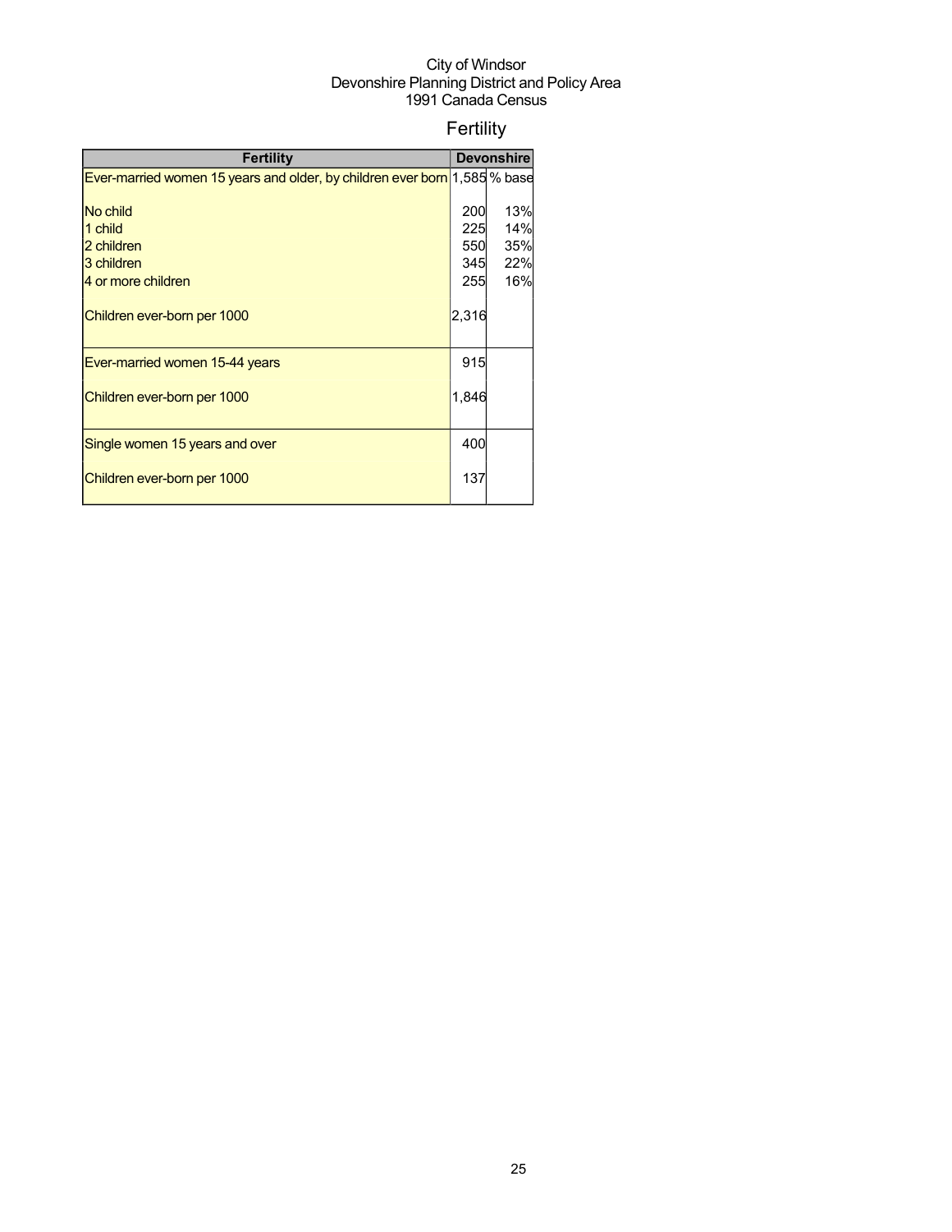City of Windsor
Devonshire Planning District and Policy Area
1991 Canada Census

# Fertility

| Fertility | Devonshire | |
|---|---|---|
| Ever-married women 15 years and older, by children ever born | 1,585 | % base |
| No child | 200 | 13% |
| 1 child | 225 | 14% |
| 2 children | 550 | 35% |
| 3 children | 345 | 22% |
| 4 or more children | 255 | 16% |
| Children ever-born per 1000 | 2,316 | |
| Ever-married women 15-44 years | 915 | |
| Children ever-born per 1000 | 1,846 | |
| Single women 15 years and over | 400 | |
| Children ever-born per 1000 | 137 | |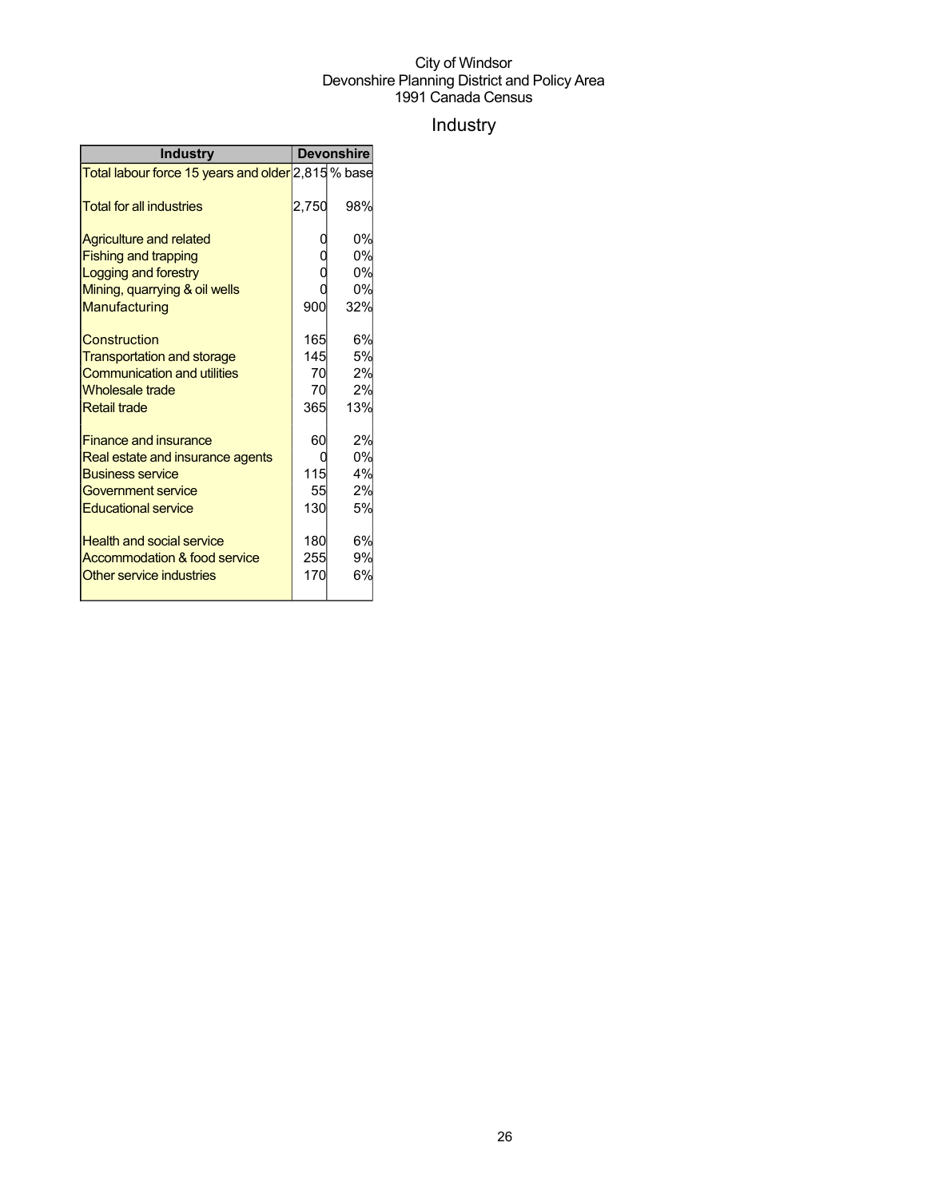City of Windsor
Devonshire Planning District and Policy Area
1991 Canada Census

# Industry

| Industry | Devonshire | |
|---|---|---|
| Total labour force 15 years and older | 2,815 | % base |
| Total for all industries | 2,750 | 98% |
| Agriculture and related | 0 | 0% |
| Fishing and trapping | 0 | 0% |
| Logging and forestry | 0 | 0% |
| Mining, quarrying & oil wells | 0 | 0% |
| Manufacturing | 900 | 32% |
| Construction | 165 | 6% |
| Transportation and storage | 145 | 5% |
| Communication and utilities | 70 | 2% |
| Wholesale trade | 70 | 2% |
| Retail trade | 365 | 13% |
| Finance and insurance | 60 | 2% |
| Real estate and insurance agents | 0 | 0% |
| Business service | 115 | 4% |
| Government service | 55 | 2% |
| Educational service | 130 | 5% |
| Health and social service | 180 | 6% |
| Accommodation & food service | 255 | 9% |
| Other service industries | 170 | 6% |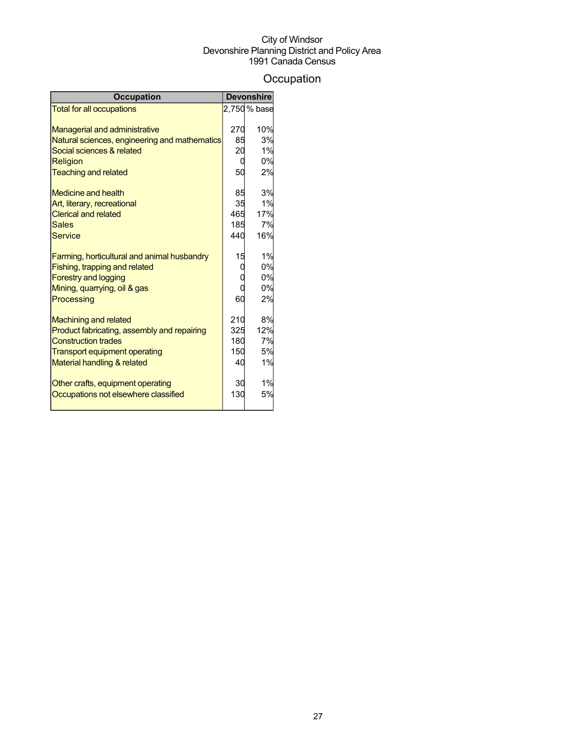City of Windsor
Devonshire Planning District and Policy Area
1991 Canada Census

# Occupation

| Occupation | Devonshire | |
|---|---|---|
| Total for all occupations | 2,750 | % base |
| Managerial and administrative | 270 | 10% |
| Natural sciences, engineering and mathematics | 85 | 3% |
| Social sciences & related | 20 | 1% |
| Religion | 0 | 0% |
| Teaching and related | 50 | 2% |
| Medicine and health | 85 | 3% |
| Art, literary, recreational | 35 | 1% |
| Clerical and related | 465 | 17% |
| Sales | 185 | 7% |
| Service | 440 | 16% |
| Farming, horticultural and animal husbandry | 15 | 1% |
| Fishing, trapping and related | 0 | 0% |
| Forestry and logging | 0 | 0% |
| Mining, quarrying, oil & gas | 0 | 0% |
| Processing | 60 | 2% |
| Machining and related | 210 | 8% |
| Product fabricating, assembly and repairing | 325 | 12% |
| Construction trades | 180 | 7% |
| Transport equipment operating | 150 | 5% |
| Material handling & related | 40 | 1% |
| Other crafts, equipment operating | 30 | 1% |
| Occupations not elsewhere classified | 130 | 5% |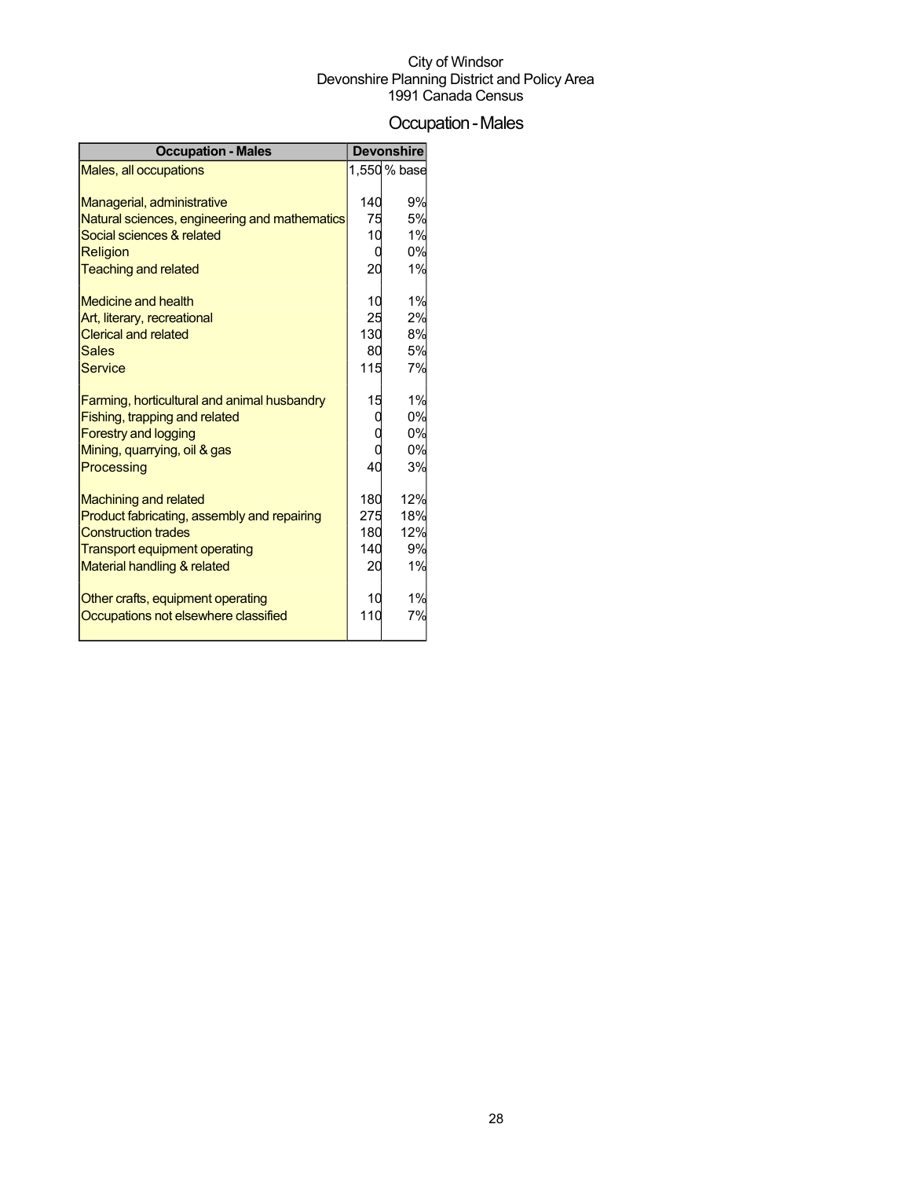City of Windsor
Devonshire Planning District and Policy Area
1991 Canada Census

# Occupation - Males

| Occupation - Males | Devonshire | |
|---|---|---|
| Males, all occupations | 1,550 | % base |
| Managerial, administrative | 140 | 9% |
| Natural sciences, engineering and mathematics | 75 | 5% |
| Social sciences & related | 10 | 1% |
| Religion | 0 | 0% |
| Teaching and related | 20 | 1% |
| Medicine and health | 10 | 1% |
| Art, literary, recreational | 25 | 2% |
| Clerical and related | 130 | 8% |
| Sales | 80 | 5% |
| Service | 115 | 7% |
| Farming, horticultural and animal husbandry | 15 | 1% |
| Fishing, trapping and related | 0 | 0% |
| Forestry and logging | 0 | 0% |
| Mining, quarrying, oil & gas | 0 | 0% |
| Processing | 40 | 3% |
| Machining and related | 180 | 12% |
| Product fabricating, assembly and repairing | 275 | 18% |
| Construction trades | 180 | 12% |
| Transport equipment operating | 140 | 9% |
| Material handling & related | 20 | 1% |
| Other crafts, equipment operating | 10 | 1% |
| Occupations not elsewhere classified | 110 | 7% |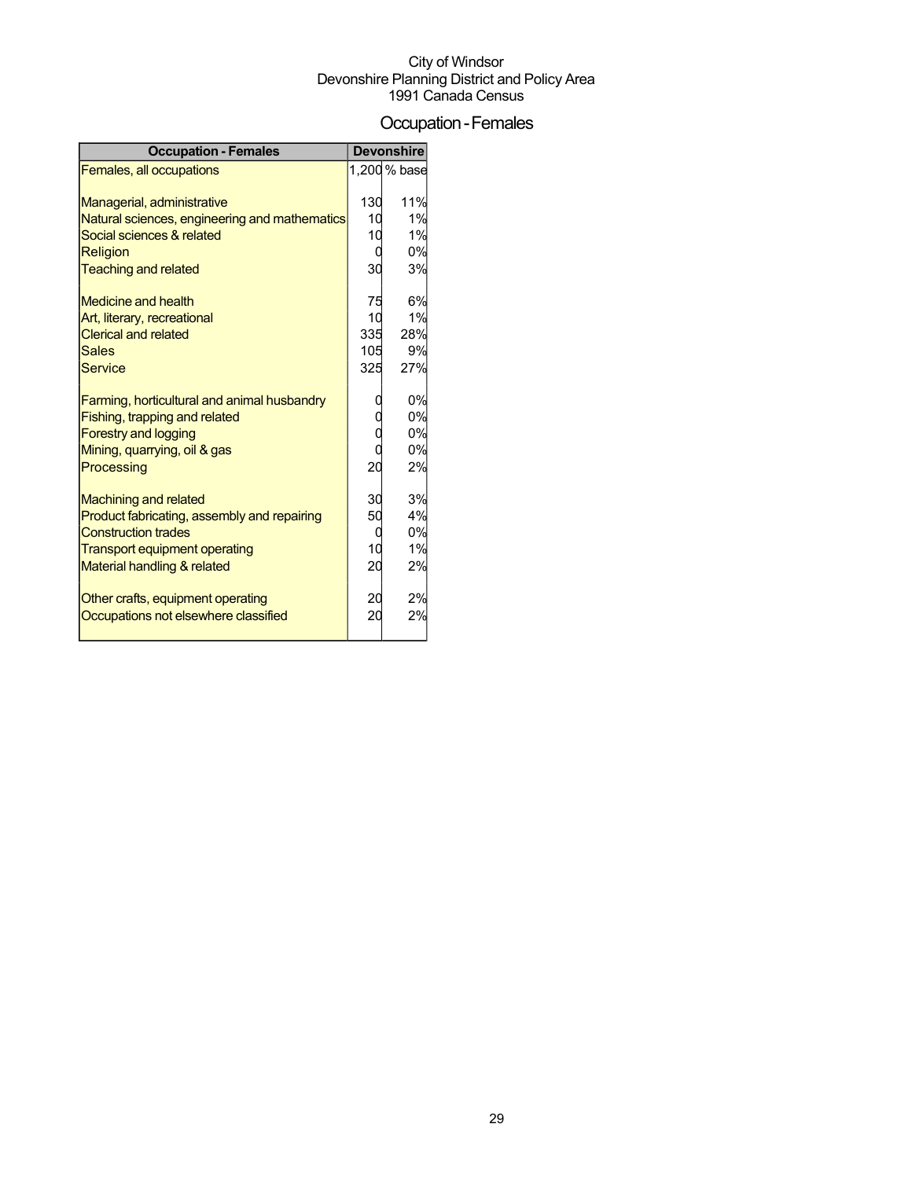City of Windsor
Devonshire Planning District and Policy Area
1991 Canada Census

# Occupation - Females

| Occupation - Females | Devonshire | |
|---|---|---|
| Females, all occupations | 1,200 | % base |
| | | |
| Managerial, administrative | 130 | 11% |
| Natural sciences, engineering and mathematics | 10 | 1% |
| Social sciences & related | 10 | 1% |
| Religion | 0 | 0% |
| Teaching and related | 30 | 3% |
| | | |
| Medicine and health | 75 | 6% |
| Art, literary, recreational | 10 | 1% |
| Clerical and related | 335 | 28% |
| Sales | 105 | 9% |
| Service | 325 | 27% |
| | | |
| Farming, horticultural and animal husbandry | 0 | 0% |
| Fishing, trapping and related | 0 | 0% |
| Forestry and logging | 0 | 0% |
| Mining, quarrying, oil & gas | 0 | 0% |
| Processing | 20 | 2% |
| | | |
| Machining and related | 30 | 3% |
| Product fabricating, assembly and repairing | 50 | 4% |
| Construction trades | 0 | 0% |
| Transport equipment operating | 10 | 1% |
| Material handling & related | 20 | 2% |
| | | |
| Other crafts, equipment operating | 20 | 2% |
| Occupations not elsewhere classified | 20 | 2% |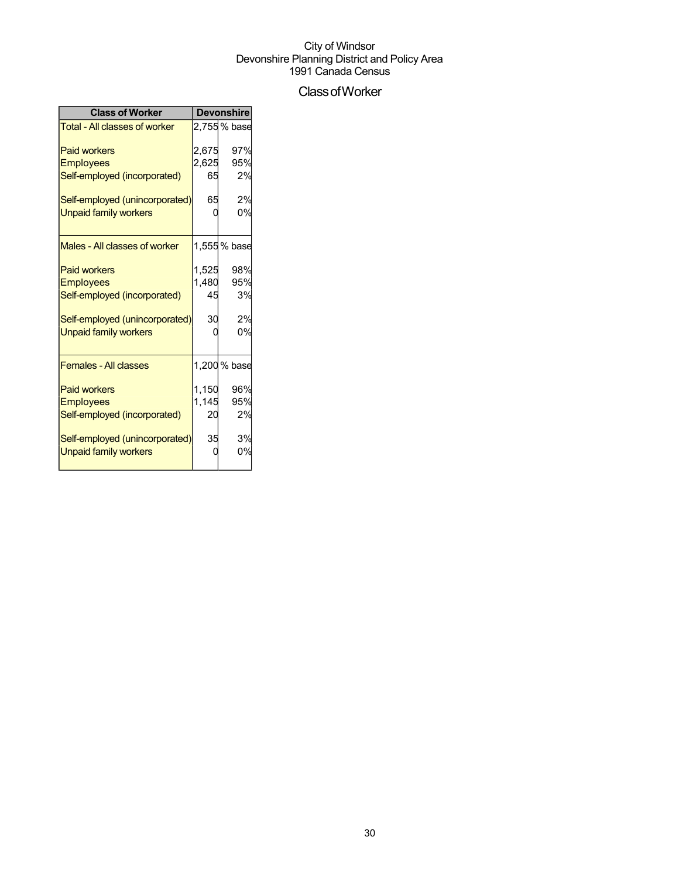City of Windsor
Devonshire Planning District and Policy Area
1991 Canada Census

# Class of Worker

| Class of Worker | Devonshire | |
|---|---|---|
| Total - All classes of worker | 2,755 | % base |
| Paid workers | 2,675 | 97% |
| Employees | 2,625 | 95% |
| Self-employed (incorporated) | 65 | 2% |
| Self-employed (unincorporated) | 65 | 2% |
| Unpaid family workers | 0 | 0% |
| Males - All classes of worker | 1,555 | % base |
| Paid workers | 1,525 | 98% |
| Employees | 1,480 | 95% |
| Self-employed (incorporated) | 45 | 3% |
| Self-employed (unincorporated) | 30 | 2% |
| Unpaid family workers | 0 | 0% |
| Females - All classes | 1,200 | % base |
| Paid workers | 1,150 | 96% |
| Employees | 1,145 | 95% |
| Self-employed (incorporated) | 20 | 2% |
| Self-employed (unincorporated) | 35 | 3% |
| Unpaid family workers | 0 | 0% |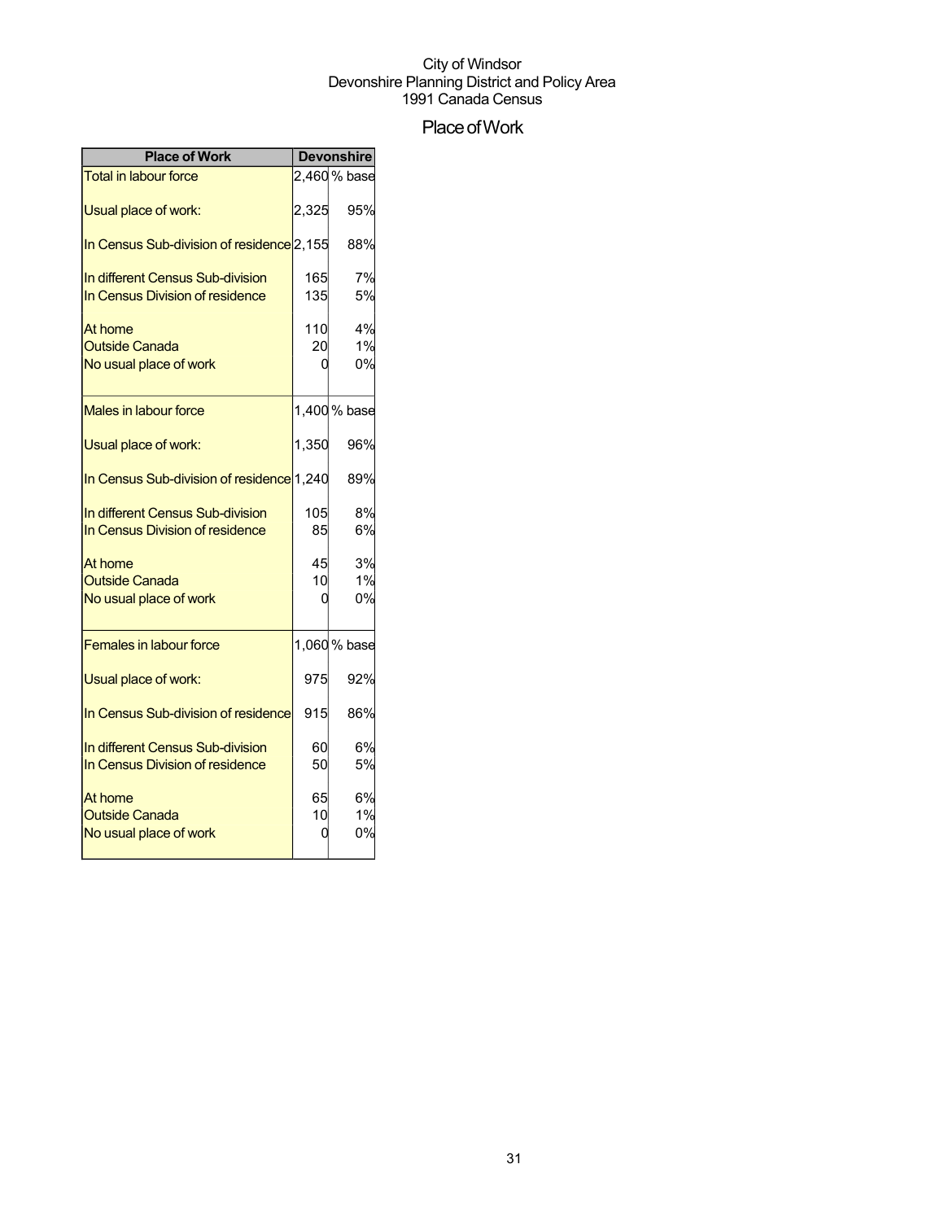City of Windsor
Devonshire Planning District and Policy Area
1991 Canada Census

# Place of Work

| Place of Work | Devonshire | |
|---|---|---|
| Total in labour force | 2,460 | % base |
| Usual place of work: | 2,325 | 95% |
| In Census Sub-division of residence | 2,155 | 88% |
| In different Census Sub-division | 165 | 7% |
| In Census Division of residence | 135 | 5% |
| At home | 110 | 4% |
| Outside Canada | 20 | 1% |
| No usual place of work | 0 | 0% |
| Males in labour force | 1,400 | % base |
| Usual place of work: | 1,350 | 96% |
| In Census Sub-division of residence | 1,240 | 89% |
| In different Census Sub-division | 105 | 8% |
| In Census Division of residence | 85 | 6% |
| At home | 45 | 3% |
| Outside Canada | 10 | 1% |
| No usual place of work | 0 | 0% |
| Females in labour force | 1,060 | % base |
| Usual place of work: | 975 | 92% |
| In Census Sub-division of residence | 915 | 86% |
| In different Census Sub-division | 60 | 6% |
| In Census Division of residence | 50 | 5% |
| At home | 65 | 6% |
| Outside Canada | 10 | 1% |
| No usual place of work | 0 | 0% |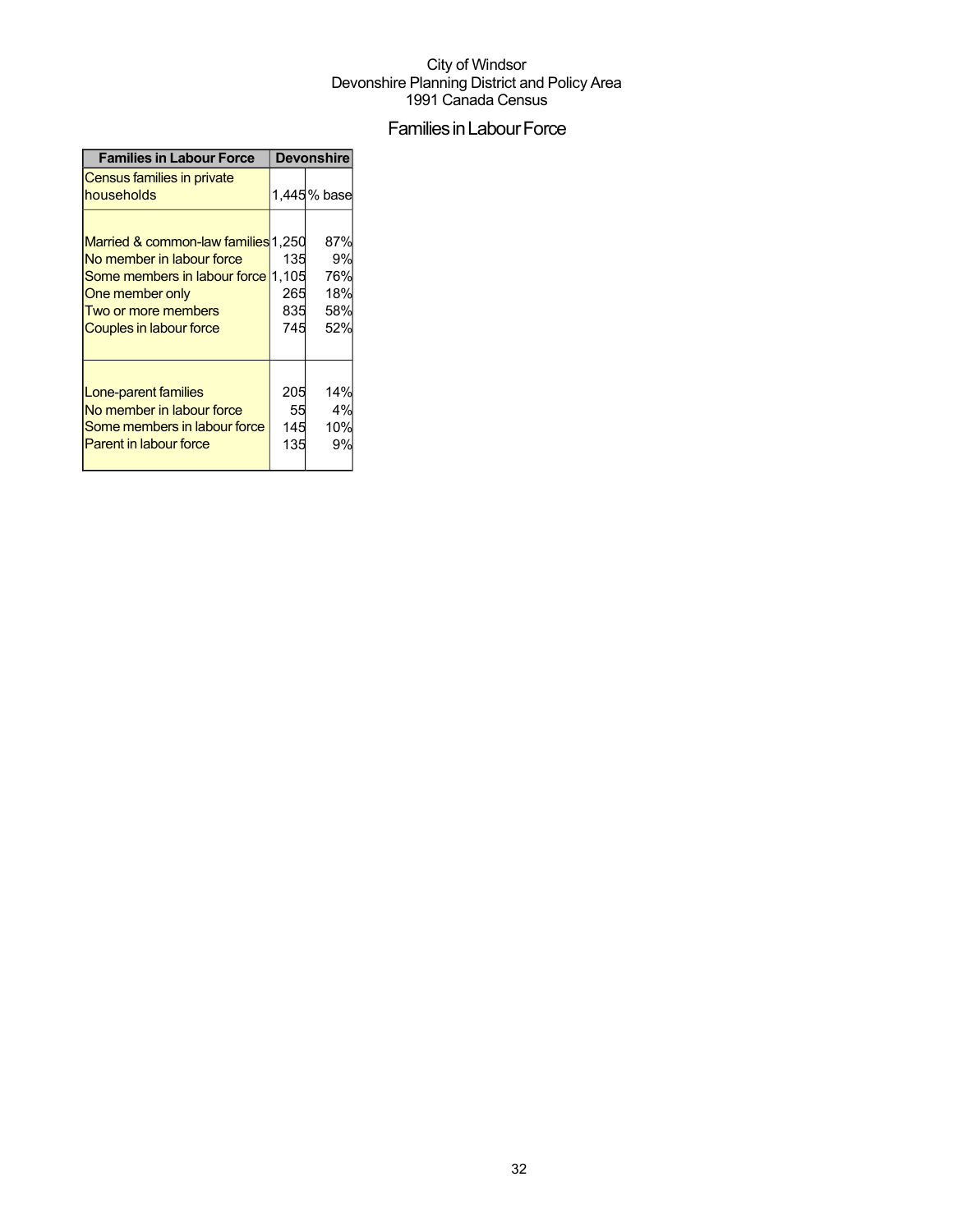City of Windsor
Devonshire Planning District and Policy Area
1991 Canada Census

## Families in Labour Force

| Families in Labour Force | Devonshire | |
|---|---|---|
| Census families in private households | 1,445 | % base |
| Married & common-law families | 1,250 | 87% |
| No member in labour force | 135 | 9% |
| Some members in labour force | 1,105 | 76% |
| One member only | 265 | 18% |
| Two or more members | 835 | 58% |
| Couples in labour force | 745 | 52% |
| Lone-parent families | 205 | 14% |
| No member in labour force | 55 | 4% |
| Some members in labour force | 145 | 10% |
| Parent in labour force | 135 | 9% |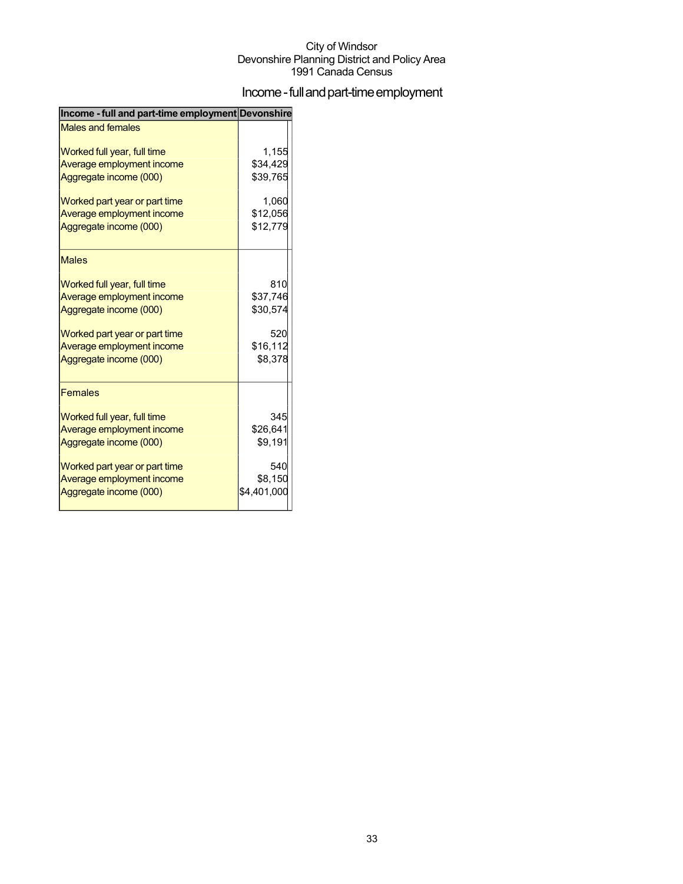City of Windsor
Devonshire Planning District and Policy Area
1991 Canada Census

# Income - full and part-time employment

| Income - full and part-time employment | Devonshire |
|---|---|
| Males and females | |
| Worked full year, full time | 1,155 |
| Average employment income | $34,429 |
| Aggregate income (000) | $39,765 |
| Worked part year or part time | 1,060 |
| Average employment income | $12,056 |
| Aggregate income (000) | $12,779 |
| Males | |
| Worked full year, full time | 810 |
| Average employment income | $37,746 |
| Aggregate income (000) | $30,574 |
| Worked part year or part time | 520 |
| Average employment income | $16,112 |
| Aggregate income (000) | $8,378 |
| Females | |
| Worked full year, full time | 345 |
| Average employment income | $26,641 |
| Aggregate income (000) | $9,191 |
| Worked part year or part time | 540 |
| Average employment income | $8,150 |
| Aggregate income (000) | $4,401,000 |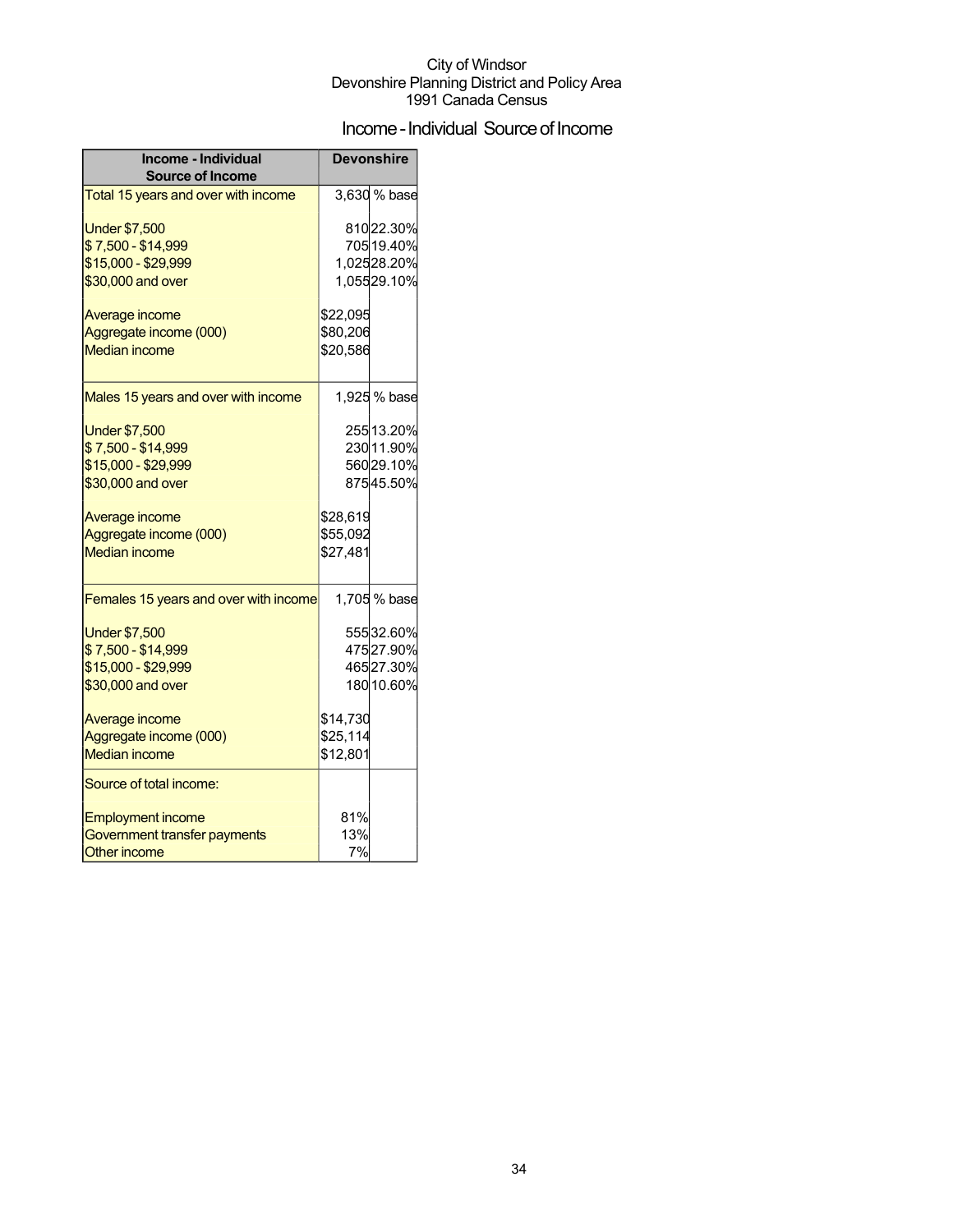City of Windsor
Devonshire Planning District and Policy Area
1991 Canada Census

## Income - Individual Source of Income

| Income - Individual Source of Income | Devonshire | |
|---|---|---|
| Total 15 years and over with income | 3,630 | % base |
| Under $7,500 | 810 | 22.30% |
| $ 7,500 - $14,999 | 705 | 19.40% |
| $15,000 - $29,999 | 1,025 | 28.20% |
| $30,000 and over | 1,055 | 29.10% |
| Average income | $22,095 | |
| Aggregate income (000) | $80,206 | |
| Median income | $20,586 | |
| Males 15 years and over with income | 1,925 | % base |
| Under $7,500 | 255 | 13.20% |
| $ 7,500 - $14,999 | 230 | 11.90% |
| $15,000 - $29,999 | 560 | 29.10% |
| $30,000 and over | 875 | 45.50% |
| Average income | $28,619 | |
| Aggregate income (000) | $55,092 | |
| Median income | $27,481 | |
| Females 15 years and over with income | 1,705 | % base |
| Under $7,500 | 555 | 32.60% |
| $ 7,500 - $14,999 | 475 | 27.90% |
| $15,000 - $29,999 | 465 | 27.30% |
| $30,000 and over | 180 | 10.60% |
| Average income | $14,730 | |
| Aggregate income (000) | $25,114 | |
| Median income | $12,801 | |
| Source of total income: | | |
| Employment income | 81% | |
| Government transfer payments | 13% | |
| Other income | 7% | |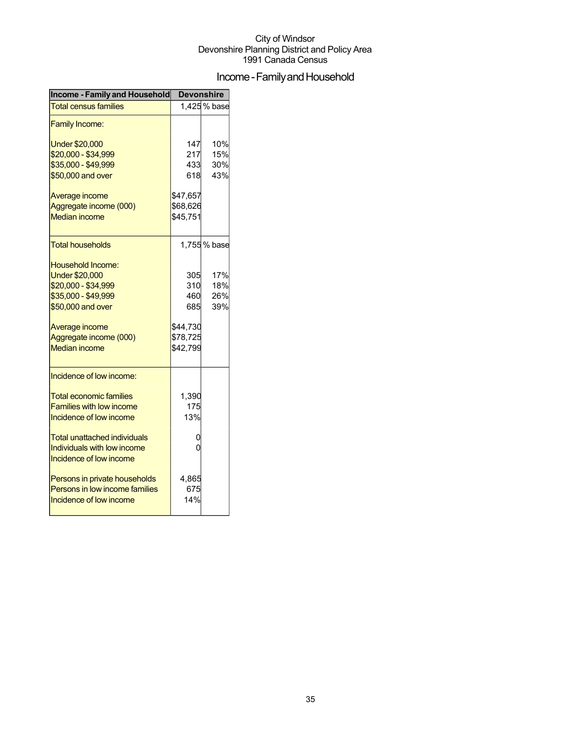City of Windsor
Devonshire Planning District and Policy Area
1991 Canada Census

# Income - Family and Household

| Income - Family and Household | Devonshire | |
|---|---|---|
| Total census families | 1,425 | % base |
| Family Income: | | |
| Under $20,000 | 147 | 10% |
| $20,000 - $34,999 | 217 | 15% |
| $35,000 - $49,999 | 433 | 30% |
| $50,000 and over | 618 | 43% |
| Average income | $47,657 | |
| Aggregate income (000) | $68,626 | |
| Median income | $45,751 | |
| Total households | 1,755 | % base |
| Household Income: | | |
| Under $20,000 | 305 | 17% |
| $20,000 - $34,999 | 310 | 18% |
| $35,000 - $49,999 | 460 | 26% |
| $50,000 and over | 685 | 39% |
| Average income | $44,730 | |
| Aggregate income (000) | $78,725 | |
| Median income | $42,799 | |
| Incidence of low income: | | |
| Total economic families | 1,390 | |
| Families with low income | 175 | |
| Incidence of low income | 13% | |
| Total unattached individuals | 0 | |
| Individuals with low income | 0 | |
| Incidence of low income | | |
| Persons in private households | 4,865 | |
| Persons in low income families | 675 | |
| Incidence of low income | 14% | |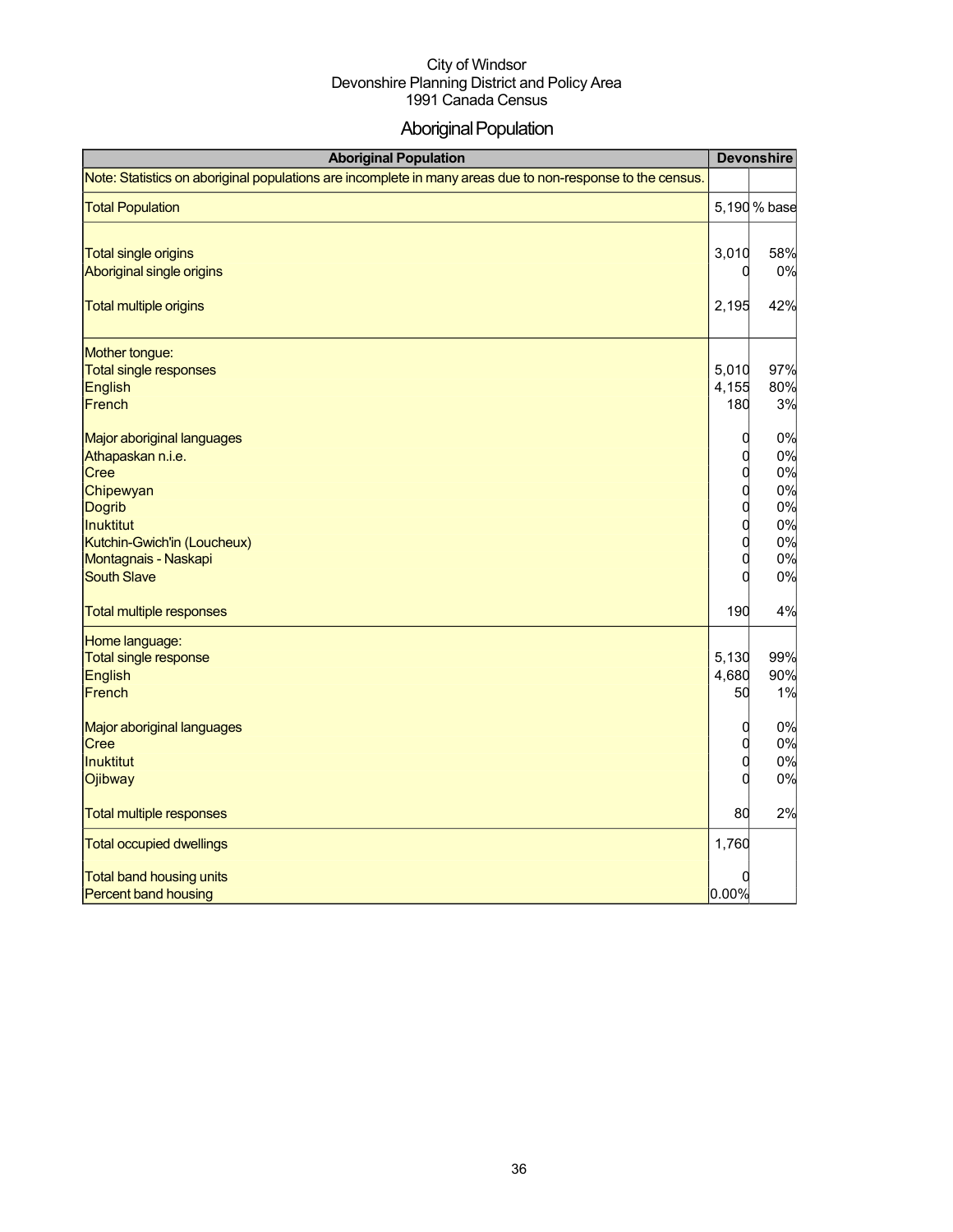City of Windsor
Devonshire Planning District and Policy Area
1991 Canada Census

# Aboriginal Population

| Aboriginal Population | Devonshire | |
|---|---|---|
| Note: Statistics on aboriginal populations are incomplete in many areas due to non-response to the census. | | |
| Total Population | 5,190 | % base |
| Total single origins | 3,010 | 58% |
| Aboriginal single origins | 0 | 0% |
| Total multiple origins | 2,195 | 42% |
| Mother tongue: | | |
| Total single responses | 5,010 | 97% |
| English | 4,155 | 80% |
| French | 180 | 3% |
| Major aboriginal languages | 0 | 0% |
| Athapaskan n.i.e. | 0 | 0% |
| Cree | 0 | 0% |
| Chipewyan | 0 | 0% |
| Dogrib | 0 | 0% |
| Inuktitut | 0 | 0% |
| Kutchin-Gwich'in (Loucheux) | 0 | 0% |
| Montagnais - Naskapi | 0 | 0% |
| South Slave | 0 | 0% |
| Total multiple responses | 190 | 4% |
| Home language: | | |
| Total single response | 5,130 | 99% |
| English | 4,680 | 90% |
| French | 50 | 1% |
| Major aboriginal languages | 0 | 0% |
| Cree | 0 | 0% |
| Inuktitut | 0 | 0% |
| Ojibway | 0 | 0% |
| Total multiple responses | 80 | 2% |
| Total occupied dwellings | 1,760 | |
| Total band housing units | 0 | |
| Percent band housing | 0.00% | |